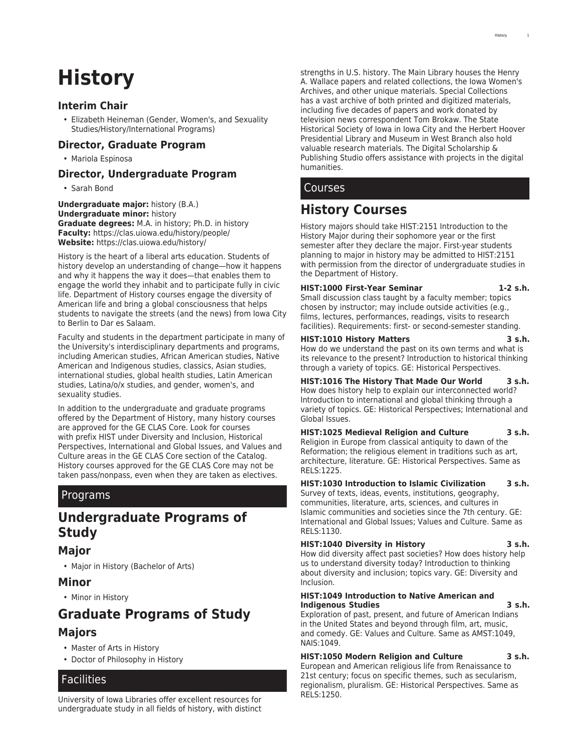# History

## Interim Chair

- Elizabeth Heineman (Gender, Women's, and Sexuality Studies/History/International Programs)

## Director, Graduate Program

- Mariola Espinosa

## Director, Undergraduate Program

- Sarah Bond

**Undergraduate major:** history (B.A.)
**Undergraduate minor:** history
**Graduate degrees:** M.A. in history; Ph.D. in history
**Faculty:** https://clas.uiowa.edu/history/people/
**Website:** https://clas.uiowa.edu/history/

History is the heart of a liberal arts education. Students of history develop an understanding of change—how it happens and why it happens the way it does—that enables them to engage the world they inhabit and to participate fully in civic life. Department of History courses engage the diversity of American life and bring a global consciousness that helps students to navigate the streets (and the news) from Iowa City to Berlin to Dar es Salaam.

Faculty and students in the department participate in many of the University's interdisciplinary departments and programs, including American studies, African American studies, Native American and Indigenous studies, classics, Asian studies, international studies, global health studies, Latin American studies, Latina/o/x studies, and gender, women's, and sexuality studies.

In addition to the undergraduate and graduate programs offered by the Department of History, many history courses are approved for the GE CLAS Core. Look for courses with prefix HIST under Diversity and Inclusion, Historical Perspectives, International and Global Issues, and Values and Culture areas in the GE CLAS Core section of the Catalog. History courses approved for the GE CLAS Core may not be taken pass/nonpass, even when they are taken as electives.

## Programs

# Undergraduate Programs of Study

## Major

- Major in History (Bachelor of Arts)

## Minor

- Minor in History

# Graduate Programs of Study

## Majors

- Master of Arts in History
- Doctor of Philosophy in History

## Facilities

University of Iowa Libraries offer excellent resources for undergraduate study in all fields of history, with distinct strengths in U.S. history. The Main Library houses the Henry A. Wallace papers and related collections, the Iowa Women's Archives, and other unique materials. Special Collections has a vast archive of both printed and digitized materials, including five decades of papers and work donated by television news correspondent Tom Brokaw. The State Historical Society of Iowa in Iowa City and the Herbert Hoover Presidential Library and Museum in West Branch also hold valuable research materials. The Digital Scholarship & Publishing Studio offers assistance with projects in the digital humanities.

## Courses

# History Courses

History majors should take HIST:2151 Introduction to the History Major during their sophomore year or the first semester after they declare the major. First-year students planning to major in history may be admitted to HIST:2151 with permission from the director of undergraduate studies in the Department of History.

**HIST:1000 First-Year Seminar 1-2 s.h.**
Small discussion class taught by a faculty member; topics chosen by instructor; may include outside activities (e.g., films, lectures, performances, readings, visits to research facilities). Requirements: first- or second-semester standing.

**HIST:1010 History Matters 3 s.h.**
How do we understand the past on its own terms and what is its relevance to the present? Introduction to historical thinking through a variety of topics. GE: Historical Perspectives.

**HIST:1016 The History That Made Our World 3 s.h.**
How does history help to explain our interconnected world? Introduction to international and global thinking through a variety of topics. GE: Historical Perspectives; International and Global Issues.

**HIST:1025 Medieval Religion and Culture 3 s.h.**
Religion in Europe from classical antiquity to dawn of the Reformation; the religious element in traditions such as art, architecture, literature. GE: Historical Perspectives. Same as RELS:1225.

**HIST:1030 Introduction to Islamic Civilization 3 s.h.**
Survey of texts, ideas, events, institutions, geography, communities, literature, arts, sciences, and cultures in Islamic communities and societies since the 7th century. GE: International and Global Issues; Values and Culture. Same as RELS:1130.

**HIST:1040 Diversity in History 3 s.h.**
How did diversity affect past societies? How does history help us to understand diversity today? Introduction to thinking about diversity and inclusion; topics vary. GE: Diversity and Inclusion.

**HIST:1049 Introduction to Native American and Indigenous Studies 3 s.h.**
Exploration of past, present, and future of American Indians in the United States and beyond through film, art, music, and comedy. GE: Values and Culture. Same as AMST:1049, NAIS:1049.

**HIST:1050 Modern Religion and Culture 3 s.h.**
European and American religious life from Renaissance to 21st century; focus on specific themes, such as secularism, regionalism, pluralism. GE: Historical Perspectives. Same as RELS:1250.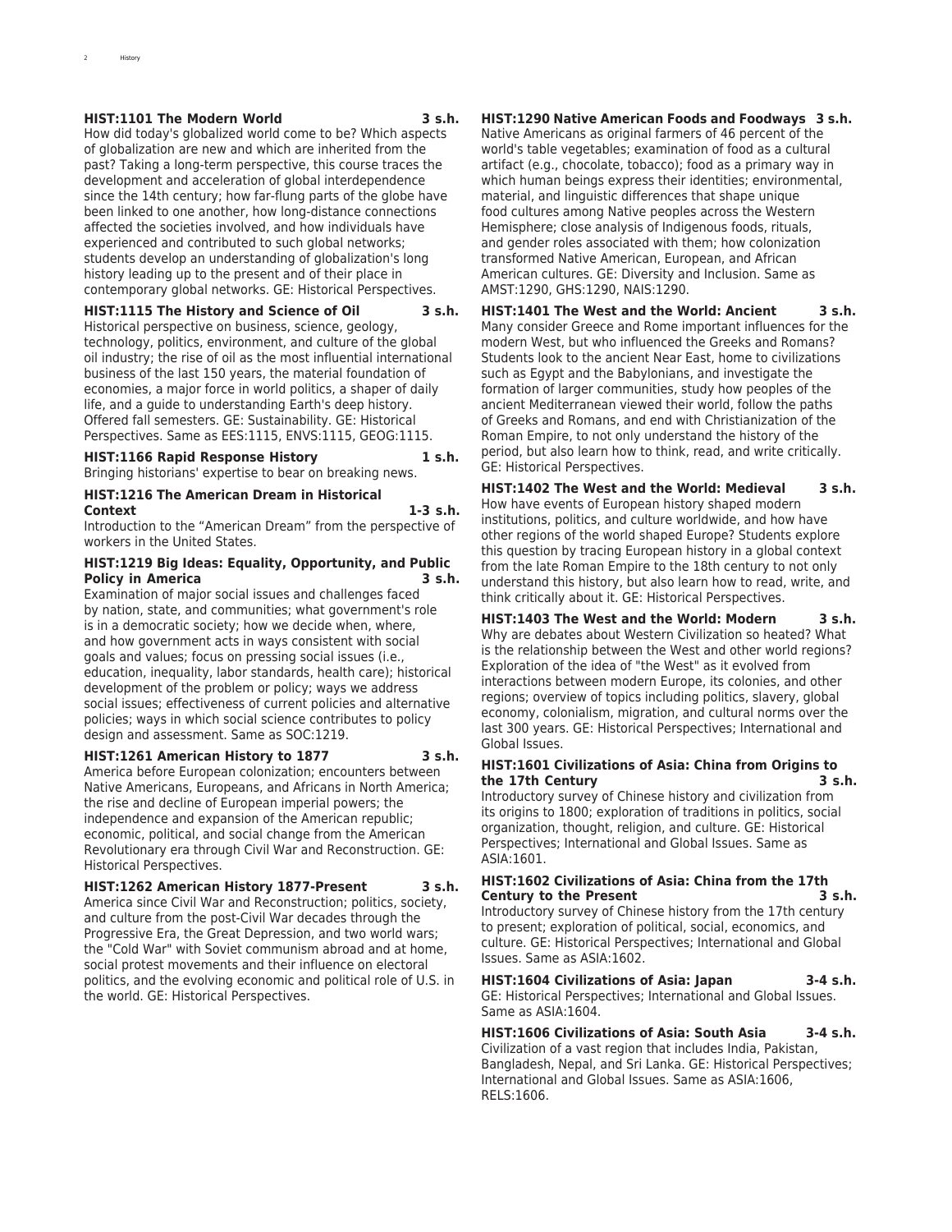**HIST:1101 The Modern World 3 s.h.**

How did today's globalized world come to be? Which aspects of globalization are new and which are inherited from the past? Taking a long-term perspective, this course traces the development and acceleration of global interdependence since the 14th century; how far-flung parts of the globe have been linked to one another, how long-distance connections affected the societies involved, and how individuals have experienced and contributed to such global networks; students develop an understanding of globalization's long history leading up to the present and of their place in contemporary global networks. GE: Historical Perspectives.

**HIST:1115 The History and Science of Oil 3 s.h.**

Historical perspective on business, science, geology, technology, politics, environment, and culture of the global oil industry; the rise of oil as the most influential international business of the last 150 years, the material foundation of economies, a major force in world politics, a shaper of daily life, and a guide to understanding Earth's deep history. Offered fall semesters. GE: Sustainability. GE: Historical Perspectives. Same as EES:1115, ENVS:1115, GEOG:1115.

**HIST:1166 Rapid Response History 1 s.h.**

Bringing historians' expertise to bear on breaking news.

**HIST:1216 The American Dream in Historical Context 1-3 s.h.**

Introduction to the "American Dream" from the perspective of workers in the United States.

**HIST:1219 Big Ideas: Equality, Opportunity, and Public Policy in America 3 s.h.**

Examination of major social issues and challenges faced by nation, state, and communities; what government's role is in a democratic society; how we decide when, where, and how government acts in ways consistent with social goals and values; focus on pressing social issues (i.e., education, inequality, labor standards, health care); historical development of the problem or policy; ways we address social issues; effectiveness of current policies and alternative policies; ways in which social science contributes to policy design and assessment. Same as SOC:1219.

**HIST:1261 American History to 1877 3 s.h.**

America before European colonization; encounters between Native Americans, Europeans, and Africans in North America; the rise and decline of European imperial powers; the independence and expansion of the American republic; economic, political, and social change from the American Revolutionary era through Civil War and Reconstruction. GE: Historical Perspectives.

**HIST:1262 American History 1877-Present 3 s.h.**

America since Civil War and Reconstruction; politics, society, and culture from the post-Civil War decades through the Progressive Era, the Great Depression, and two world wars; the "Cold War" with Soviet communism abroad and at home, social protest movements and their influence on electoral politics, and the evolving economic and political role of U.S. in the world. GE: Historical Perspectives.

**HIST:1290 Native American Foods and Foodways 3 s.h.**

Native Americans as original farmers of 46 percent of the world's table vegetables; examination of food as a cultural artifact (e.g., chocolate, tobacco); food as a primary way in which human beings express their identities; environmental, material, and linguistic differences that shape unique food cultures among Native peoples across the Western Hemisphere; close analysis of Indigenous foods, rituals, and gender roles associated with them; how colonization transformed Native American, European, and African American cultures. GE: Diversity and Inclusion. Same as AMST:1290, GHS:1290, NAIS:1290.

**HIST:1401 The West and the World: Ancient 3 s.h.**

Many consider Greece and Rome important influences for the modern West, but who influenced the Greeks and Romans? Students look to the ancient Near East, home to civilizations such as Egypt and the Babylonians, and investigate the formation of larger communities, study how peoples of the ancient Mediterranean viewed their world, follow the paths of Greeks and Romans, and end with Christianization of the Roman Empire, to not only understand the history of the period, but also learn how to think, read, and write critically. GE: Historical Perspectives.

**HIST:1402 The West and the World: Medieval 3 s.h.**

How have events of European history shaped modern institutions, politics, and culture worldwide, and how have other regions of the world shaped Europe? Students explore this question by tracing European history in a global context from the late Roman Empire to the 18th century to not only understand this history, but also learn how to read, write, and think critically about it. GE: Historical Perspectives.

**HIST:1403 The West and the World: Modern 3 s.h.**

Why are debates about Western Civilization so heated? What is the relationship between the West and other world regions? Exploration of the idea of "the West" as it evolved from interactions between modern Europe, its colonies, and other regions; overview of topics including politics, slavery, global economy, colonialism, migration, and cultural norms over the last 300 years. GE: Historical Perspectives; International and Global Issues.

**HIST:1601 Civilizations of Asia: China from Origins to the 17th Century 3 s.h.**

Introductory survey of Chinese history and civilization from its origins to 1800; exploration of traditions in politics, social organization, thought, religion, and culture. GE: Historical Perspectives; International and Global Issues. Same as ASIA:1601.

**HIST:1602 Civilizations of Asia: China from the 17th Century to the Present 3 s.h.**

Introductory survey of Chinese history from the 17th century to present; exploration of political, social, economics, and culture. GE: Historical Perspectives; International and Global Issues. Same as ASIA:1602.

**HIST:1604 Civilizations of Asia: Japan 3-4 s.h.**

GE: Historical Perspectives; International and Global Issues. Same as ASIA:1604.

**HIST:1606 Civilizations of Asia: South Asia 3-4 s.h.**

Civilization of a vast region that includes India, Pakistan, Bangladesh, Nepal, and Sri Lanka. GE: Historical Perspectives; International and Global Issues. Same as ASIA:1606, RELS:1606.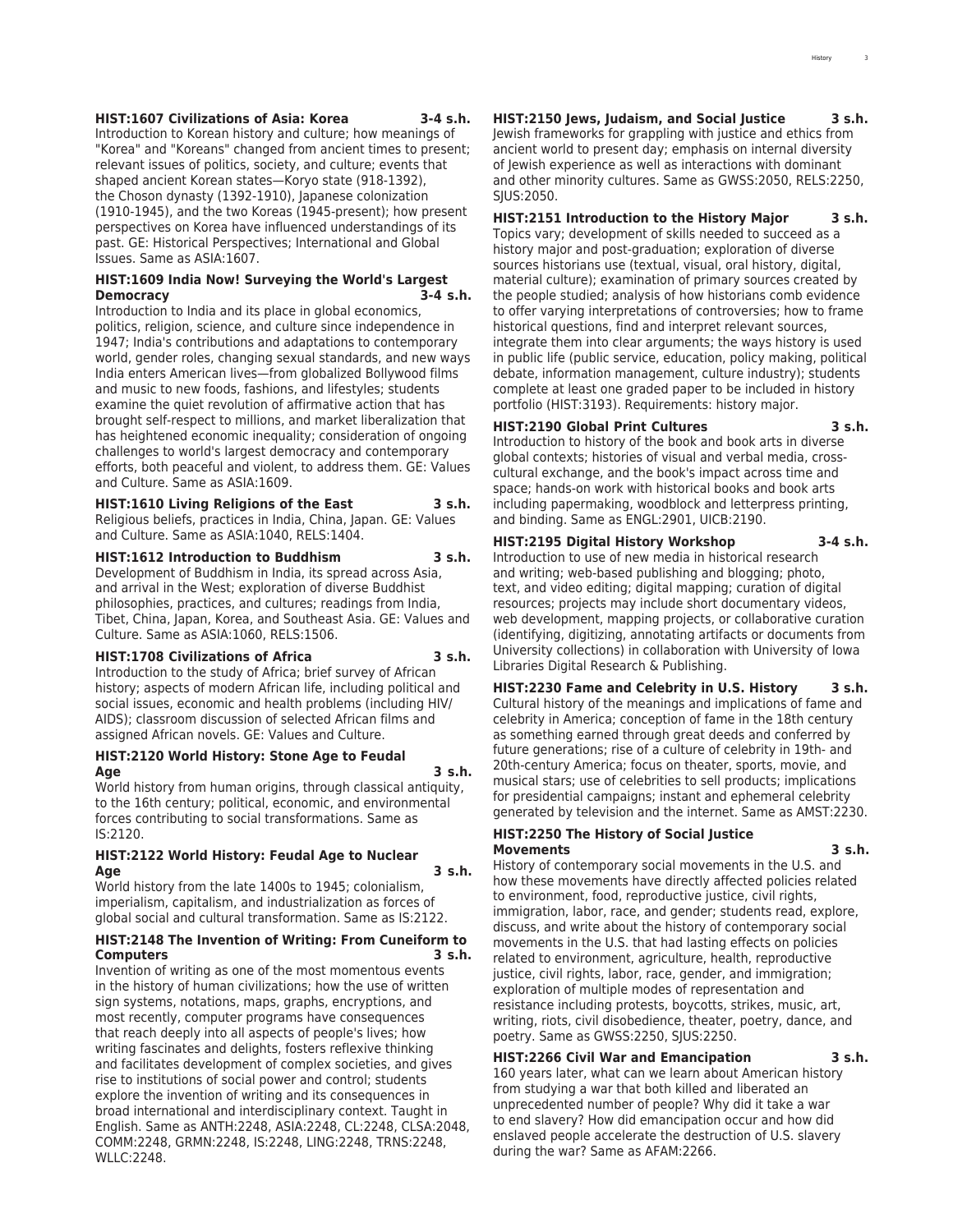**HIST:1607 Civilizations of Asia: Korea 3-4 s.h.**
Introduction to Korean history and culture; how meanings of "Korea" and "Koreans" changed from ancient times to present; relevant issues of politics, society, and culture; events that shaped ancient Korean states—Koryo state (918-1392), the Choson dynasty (1392-1910), Japanese colonization (1910-1945), and the two Koreas (1945-present); how present perspectives on Korea have influenced understandings of its past. GE: Historical Perspectives; International and Global Issues. Same as ASIA:1607.

**HIST:1609 India Now! Surveying the World's Largest Democracy 3-4 s.h.**
Introduction to India and its place in global economics, politics, religion, science, and culture since independence in 1947; India's contributions and adaptations to contemporary world, gender roles, changing sexual standards, and new ways India enters American lives—from globalized Bollywood films and music to new foods, fashions, and lifestyles; students examine the quiet revolution of affirmative action that has brought self-respect to millions, and market liberalization that has heightened economic inequality; consideration of ongoing challenges to world's largest democracy and contemporary efforts, both peaceful and violent, to address them. GE: Values and Culture. Same as ASIA:1609.

**HIST:1610 Living Religions of the East 3 s.h.**
Religious beliefs, practices in India, China, Japan. GE: Values and Culture. Same as ASIA:1040, RELS:1404.

**HIST:1612 Introduction to Buddhism 3 s.h.**
Development of Buddhism in India, its spread across Asia, and arrival in the West; exploration of diverse Buddhist philosophies, practices, and cultures; readings from India, Tibet, China, Japan, Korea, and Southeast Asia. GE: Values and Culture. Same as ASIA:1060, RELS:1506.

**HIST:1708 Civilizations of Africa 3 s.h.**
Introduction to the study of Africa; brief survey of African history; aspects of modern African life, including political and social issues, economic and health problems (including HIV/AIDS); classroom discussion of selected African films and assigned African novels. GE: Values and Culture.

**HIST:2120 World History: Stone Age to Feudal Age 3 s.h.**
World history from human origins, through classical antiquity, to the 16th century; political, economic, and environmental forces contributing to social transformations. Same as IS:2120.

**HIST:2122 World History: Feudal Age to Nuclear Age 3 s.h.**
World history from the late 1400s to 1945; colonialism, imperialism, capitalism, and industrialization as forces of global social and cultural transformation. Same as IS:2122.

**HIST:2148 The Invention of Writing: From Cuneiform to Computers 3 s.h.**
Invention of writing as one of the most momentous events in the history of human civilizations; how the use of written sign systems, notations, maps, graphs, encryptions, and most recently, computer programs have consequences that reach deeply into all aspects of people's lives; how writing fascinates and delights, fosters reflexive thinking and facilitates development of complex societies, and gives rise to institutions of social power and control; students explore the invention of writing and its consequences in broad international and interdisciplinary context. Taught in English. Same as ANTH:2248, ASIA:2248, CL:2248, CLSA:2048, COMM:2248, GRMN:2248, IS:2248, LING:2248, TRNS:2248, WLLC:2248.

**HIST:2150 Jews, Judaism, and Social Justice 3 s.h.**
Jewish frameworks for grappling with justice and ethics from ancient world to present day; emphasis on internal diversity of Jewish experience as well as interactions with dominant and other minority cultures. Same as GWSS:2050, RELS:2250, SJUS:2050.

**HIST:2151 Introduction to the History Major 3 s.h.**
Topics vary; development of skills needed to succeed as a history major and post-graduation; exploration of diverse sources historians use (textual, visual, oral history, digital, material culture); examination of primary sources created by the people studied; analysis of how historians comb evidence to offer varying interpretations of controversies; how to frame historical questions, find and interpret relevant sources, integrate them into clear arguments; the ways history is used in public life (public service, education, policy making, political debate, information management, culture industry); students complete at least one graded paper to be included in history portfolio (HIST:3193). Requirements: history major.

**HIST:2190 Global Print Cultures 3 s.h.**
Introduction to history of the book and book arts in diverse global contexts; histories of visual and verbal media, cross-cultural exchange, and the book's impact across time and space; hands-on work with historical books and book arts including papermaking, woodblock and letterpress printing, and binding. Same as ENGL:2901, UICB:2190.

**HIST:2195 Digital History Workshop 3-4 s.h.**
Introduction to use of new media in historical research and writing; web-based publishing and blogging; photo, text, and video editing; digital mapping; curation of digital resources; projects may include short documentary videos, web development, mapping projects, or collaborative curation (identifying, digitizing, annotating artifacts or documents from University collections) in collaboration with University of Iowa Libraries Digital Research & Publishing.

**HIST:2230 Fame and Celebrity in U.S. History 3 s.h.**
Cultural history of the meanings and implications of fame and celebrity in America; conception of fame in the 18th century as something earned through great deeds and conferred by future generations; rise of a culture of celebrity in 19th- and 20th-century America; focus on theater, sports, movie, and musical stars; use of celebrities to sell products; implications for presidential campaigns; instant and ephemeral celebrity generated by television and the internet. Same as AMST:2230.

**HIST:2250 The History of Social Justice Movements 3 s.h.**
History of contemporary social movements in the U.S. and how these movements have directly affected policies related to environment, food, reproductive justice, civil rights, immigration, labor, race, and gender; students read, explore, discuss, and write about the history of contemporary social movements in the U.S. that had lasting effects on policies related to environment, agriculture, health, reproductive justice, civil rights, labor, race, gender, and immigration; exploration of multiple modes of representation and resistance including protests, boycotts, strikes, music, art, writing, riots, civil disobedience, theater, poetry, dance, and poetry. Same as GWSS:2250, SJUS:2250.

**HIST:2266 Civil War and Emancipation 3 s.h.**
160 years later, what can we learn about American history from studying a war that both killed and liberated an unprecedented number of people? Why did it take a war to end slavery? How did emancipation occur and how did enslaved people accelerate the destruction of U.S. slavery during the war? Same as AFAM:2266.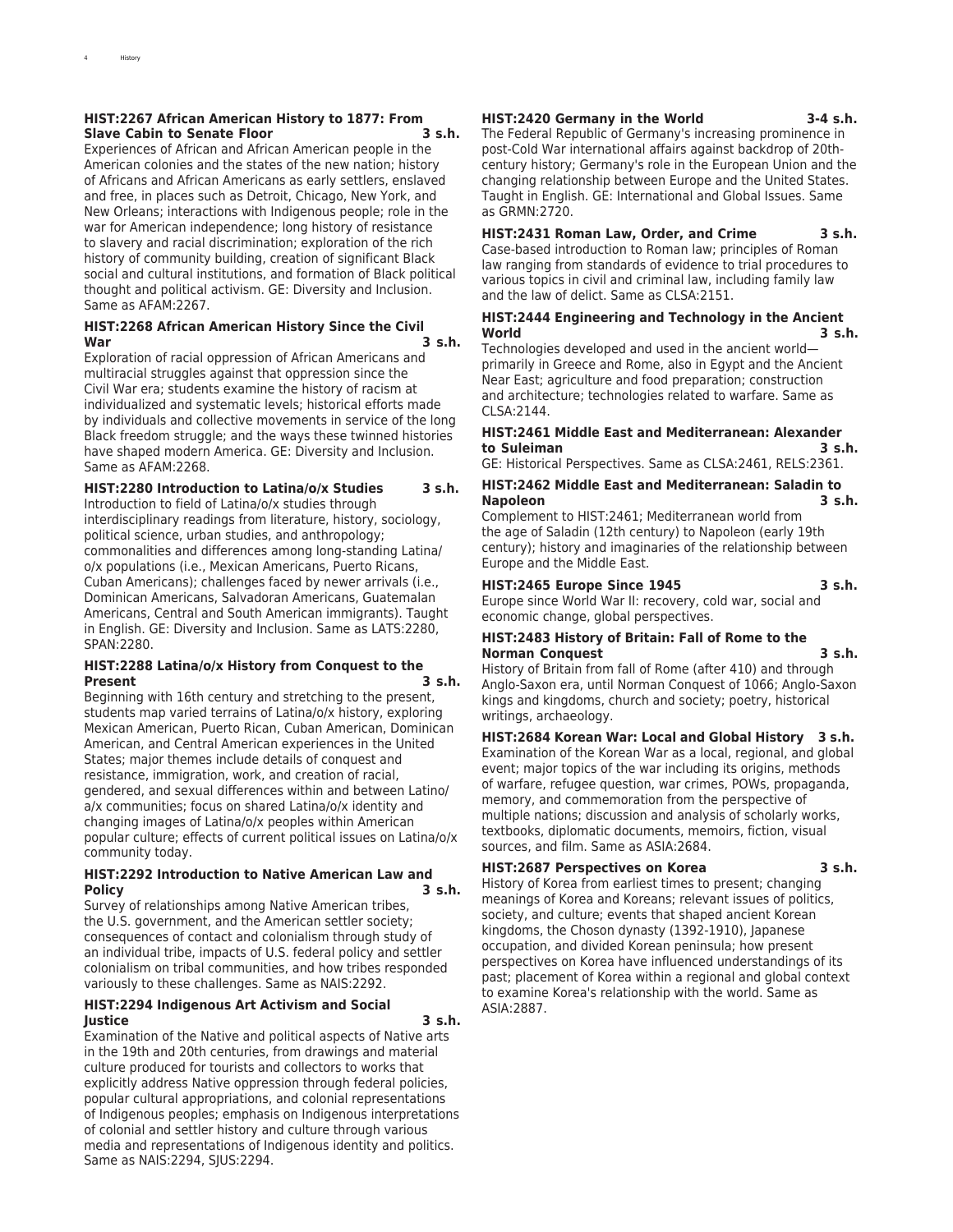**HIST:2267 African American History to 1877: From Slave Cabin to Senate Floor 3 s.h.**

Experiences of African and African American people in the American colonies and the states of the new nation; history of Africans and African Americans as early settlers, enslaved and free, in places such as Detroit, Chicago, New York, and New Orleans; interactions with Indigenous people; role in the war for American independence; long history of resistance to slavery and racial discrimination; exploration of the rich history of community building, creation of significant Black social and cultural institutions, and formation of Black political thought and political activism. GE: Diversity and Inclusion. Same as AFAM:2267.

**HIST:2268 African American History Since the Civil War 3 s.h.**

Exploration of racial oppression of African Americans and multiracial struggles against that oppression since the Civil War era; students examine the history of racism at individualized and systematic levels; historical efforts made by individuals and collective movements in service of the long Black freedom struggle; and the ways these twinned histories have shaped modern America. GE: Diversity and Inclusion. Same as AFAM:2268.

**HIST:2280 Introduction to Latina/o/x Studies 3 s.h.**

Introduction to field of Latina/o/x studies through interdisciplinary readings from literature, history, sociology, political science, urban studies, and anthropology; commonalities and differences among long-standing Latina/o/x populations (i.e., Mexican Americans, Puerto Ricans, Cuban Americans); challenges faced by newer arrivals (i.e., Dominican Americans, Salvadoran Americans, Guatemalan Americans, Central and South American immigrants). Taught in English. GE: Diversity and Inclusion. Same as LATS:2280, SPAN:2280.

**HIST:2288 Latina/o/x History from Conquest to the Present 3 s.h.**

Beginning with 16th century and stretching to the present, students map varied terrains of Latina/o/x history, exploring Mexican American, Puerto Rican, Cuban American, Dominican American, and Central American experiences in the United States; major themes include details of conquest and resistance, immigration, work, and creation of racial, gendered, and sexual differences within and between Latino/a/x communities; focus on shared Latina/o/x identity and changing images of Latina/o/x peoples within American popular culture; effects of current political issues on Latina/o/x community today.

**HIST:2292 Introduction to Native American Law and Policy 3 s.h.**

Survey of relationships among Native American tribes, the U.S. government, and the American settler society; consequences of contact and colonialism through study of an individual tribe, impacts of U.S. federal policy and settler colonialism on tribal communities, and how tribes responded variously to these challenges. Same as NAIS:2292.

**HIST:2294 Indigenous Art Activism and Social Justice 3 s.h.**

Examination of the Native and political aspects of Native arts in the 19th and 20th centuries, from drawings and material culture produced for tourists and collectors to works that explicitly address Native oppression through federal policies, popular cultural appropriations, and colonial representations of Indigenous peoples; emphasis on Indigenous interpretations of colonial and settler history and culture through various media and representations of Indigenous identity and politics. Same as NAIS:2294, SJUS:2294.

**HIST:2420 Germany in the World 3-4 s.h.**

The Federal Republic of Germany's increasing prominence in post-Cold War international affairs against backdrop of 20th-century history; Germany's role in the European Union and the changing relationship between Europe and the United States. Taught in English. GE: International and Global Issues. Same as GRMN:2720.

**HIST:2431 Roman Law, Order, and Crime 3 s.h.**

Case-based introduction to Roman law; principles of Roman law ranging from standards of evidence to trial procedures to various topics in civil and criminal law, including family law and the law of delict. Same as CLSA:2151.

**HIST:2444 Engineering and Technology in the Ancient World 3 s.h.**

Technologies developed and used in the ancient world—primarily in Greece and Rome, also in Egypt and the Ancient Near East; agriculture and food preparation; construction and architecture; technologies related to warfare. Same as CLSA:2144.

**HIST:2461 Middle East and Mediterranean: Alexander to Suleiman 3 s.h.**

GE: Historical Perspectives. Same as CLSA:2461, RELS:2361.

**HIST:2462 Middle East and Mediterranean: Saladin to Napoleon 3 s.h.**

Complement to HIST:2461; Mediterranean world from the age of Saladin (12th century) to Napoleon (early 19th century); history and imaginaries of the relationship between Europe and the Middle East.

**HIST:2465 Europe Since 1945 3 s.h.**

Europe since World War II: recovery, cold war, social and economic change, global perspectives.

**HIST:2483 History of Britain: Fall of Rome to the Norman Conquest 3 s.h.**

History of Britain from fall of Rome (after 410) and through Anglo-Saxon era, until Norman Conquest of 1066; Anglo-Saxon kings and kingdoms, church and society; poetry, historical writings, archaeology.

**HIST:2684 Korean War: Local and Global History 3 s.h.**

Examination of the Korean War as a local, regional, and global event; major topics of the war including its origins, methods of warfare, refugee question, war crimes, POWs, propaganda, memory, and commemoration from the perspective of multiple nations; discussion and analysis of scholarly works, textbooks, diplomatic documents, memoirs, fiction, visual sources, and film. Same as ASIA:2684.

**HIST:2687 Perspectives on Korea 3 s.h.**

History of Korea from earliest times to present; changing meanings of Korea and Koreans; relevant issues of politics, society, and culture; events that shaped ancient Korean kingdoms, the Choson dynasty (1392-1910), Japanese occupation, and divided Korean peninsula; how present perspectives on Korea have influenced understandings of its past; placement of Korea within a regional and global context to examine Korea's relationship with the world. Same as ASIA:2887.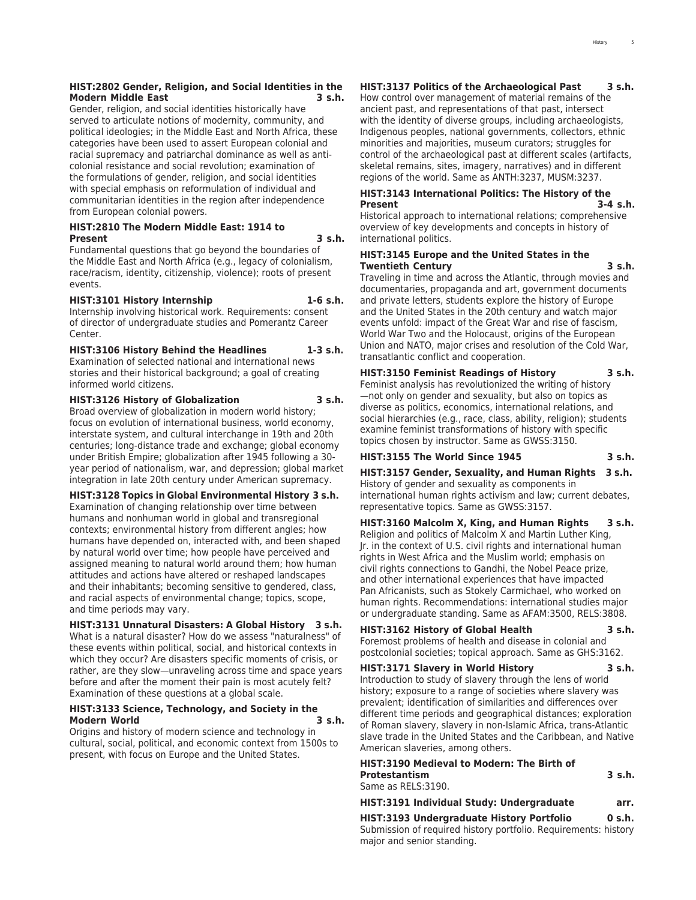**HIST:2802 Gender, Religion, and Social Identities in the Modern Middle East 3 s.h.**
Gender, religion, and social identities historically have served to articulate notions of modernity, community, and political ideologies; in the Middle East and North Africa, these categories have been used to assert European colonial and racial supremacy and patriarchal dominance as well as anti-colonial resistance and social revolution; examination of the formulations of gender, religion, and social identities with special emphasis on reformulation of individual and communitarian identities in the region after independence from European colonial powers.

**HIST:2810 The Modern Middle East: 1914 to Present 3 s.h.**
Fundamental questions that go beyond the boundaries of the Middle East and North Africa (e.g., legacy of colonialism, race/racism, identity, citizenship, violence); roots of present events.

**HIST:3101 History Internship 1-6 s.h.**
Internship involving historical work. Requirements: consent of director of undergraduate studies and Pomerantz Career Center.

**HIST:3106 History Behind the Headlines 1-3 s.h.**
Examination of selected national and international news stories and their historical background; a goal of creating informed world citizens.

**HIST:3126 History of Globalization 3 s.h.**
Broad overview of globalization in modern world history; focus on evolution of international business, world economy, interstate system, and cultural interchange in 19th and 20th centuries; long-distance trade and exchange; global economy under British Empire; globalization after 1945 following a 30-year period of nationalism, war, and depression; global market integration in late 20th century under American supremacy.

**HIST:3128 Topics in Global Environmental History 3 s.h.**
Examination of changing relationship over time between humans and nonhuman world in global and transregional contexts; environmental history from different angles; how humans have depended on, interacted with, and been shaped by natural world over time; how people have perceived and assigned meaning to natural world around them; how human attitudes and actions have altered or reshaped landscapes and their inhabitants; becoming sensitive to gendered, class, and racial aspects of environmental change; topics, scope, and time periods may vary.

**HIST:3131 Unnatural Disasters: A Global History 3 s.h.**
What is a natural disaster? How do we assess "naturalness" of these events within political, social, and historical contexts in which they occur? Are disasters specific moments of crisis, or rather, are they slow—unraveling across time and space years before and after the moment their pain is most acutely felt? Examination of these questions at a global scale.

**HIST:3133 Science, Technology, and Society in the Modern World 3 s.h.**
Origins and history of modern science and technology in cultural, social, political, and economic context from 1500s to present, with focus on Europe and the United States.

**HIST:3137 Politics of the Archaeological Past 3 s.h.**
How control over management of material remains of the ancient past, and representations of that past, intersect with the identity of diverse groups, including archaeologists, Indigenous peoples, national governments, collectors, ethnic minorities and majorities, museum curators; struggles for control of the archaeological past at different scales (artifacts, skeletal remains, sites, imagery, narratives) and in different regions of the world. Same as ANTH:3237, MUSM:3237.

**HIST:3143 International Politics: The History of the Present 3-4 s.h.**
Historical approach to international relations; comprehensive overview of key developments and concepts in history of international politics.

**HIST:3145 Europe and the United States in the Twentieth Century 3 s.h.**
Traveling in time and across the Atlantic, through movies and documentaries, propaganda and art, government documents and private letters, students explore the history of Europe and the United States in the 20th century and watch major events unfold: impact of the Great War and rise of fascism, World War Two and the Holocaust, origins of the European Union and NATO, major crises and resolution of the Cold War, transatlantic conflict and cooperation.

**HIST:3150 Feminist Readings of History 3 s.h.**
Feminist analysis has revolutionized the writing of history—not only on gender and sexuality, but also on topics as diverse as politics, economics, international relations, and social hierarchies (e.g., race, class, ability, religion); students examine feminist transformations of history with specific topics chosen by instructor. Same as GWSS:3150.

**HIST:3155 The World Since 1945 3 s.h.**

**HIST:3157 Gender, Sexuality, and Human Rights 3 s.h.**
History of gender and sexuality as components in international human rights activism and law; current debates, representative topics. Same as GWSS:3157.

**HIST:3160 Malcolm X, King, and Human Rights 3 s.h.**
Religion and politics of Malcolm X and Martin Luther King, Jr. in the context of U.S. civil rights and international human rights in West Africa and the Muslim world; emphasis on civil rights connections to Gandhi, the Nobel Peace prize, and other international experiences that have impacted Pan Africanists, such as Stokely Carmichael, who worked on human rights. Recommendations: international studies major or undergraduate standing. Same as AFAM:3500, RELS:3808.

**HIST:3162 History of Global Health 3 s.h.**
Foremost problems of health and disease in colonial and postcolonial societies; topical approach. Same as GHS:3162.

**HIST:3171 Slavery in World History 3 s.h.**
Introduction to study of slavery through the lens of world history; exposure to a range of societies where slavery was prevalent; identification of similarities and differences over different time periods and geographical distances; exploration of Roman slavery, slavery in non-Islamic Africa, trans-Atlantic slave trade in the United States and the Caribbean, and Native American slaveries, among others.

**HIST:3190 Medieval to Modern: The Birth of Protestantism 3 s.h.**
Same as RELS:3190.

**HIST:3191 Individual Study: Undergraduate arr.**

**HIST:3193 Undergraduate History Portfolio 0 s.h.**
Submission of required history portfolio. Requirements: history major and senior standing.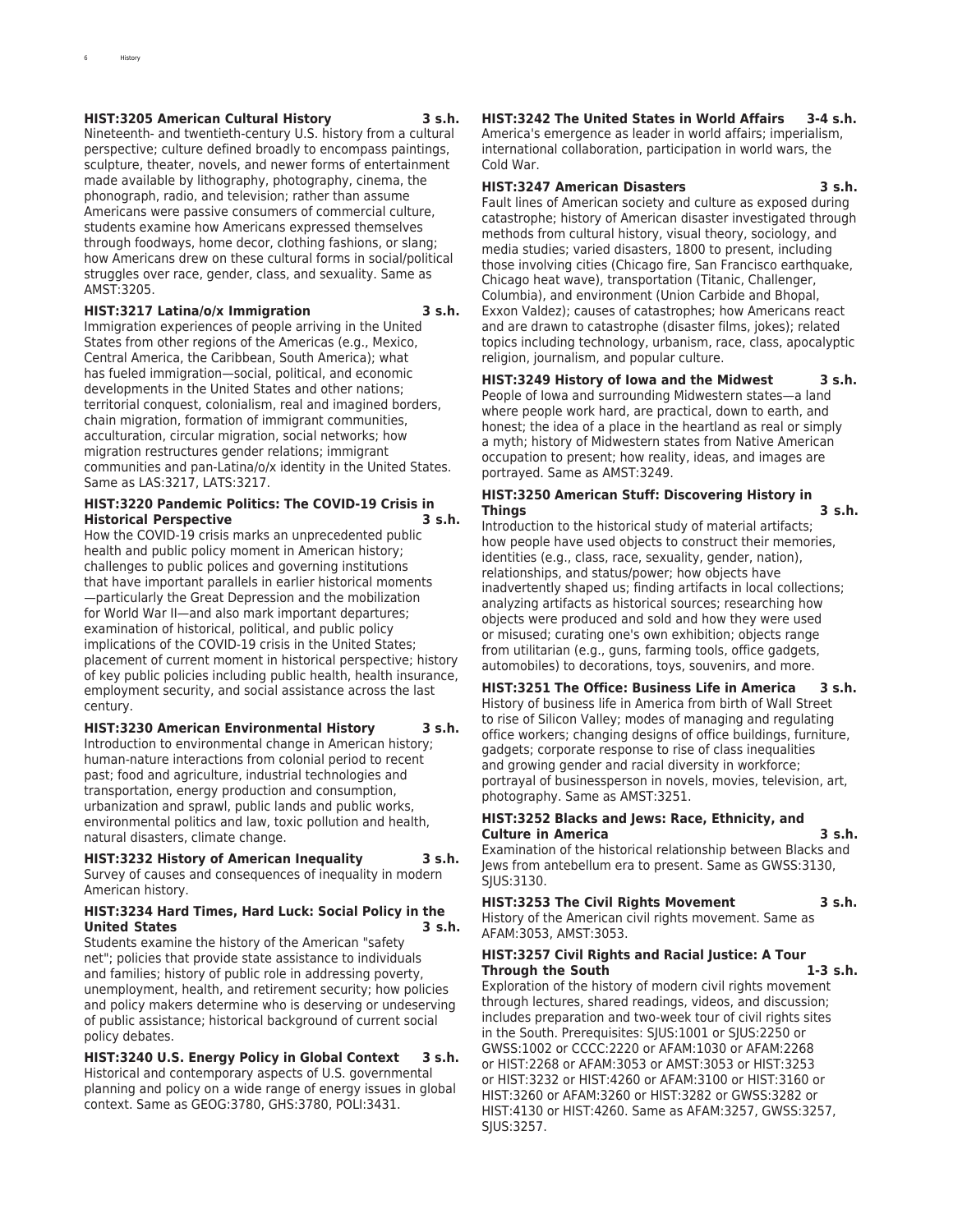**HIST:3205 American Cultural History 3 s.h.**
Nineteenth- and twentieth-century U.S. history from a cultural perspective; culture defined broadly to encompass paintings, sculpture, theater, novels, and newer forms of entertainment made available by lithography, photography, cinema, the phonograph, radio, and television; rather than assume Americans were passive consumers of commercial culture, students examine how Americans expressed themselves through foodways, home decor, clothing fashions, or slang; how Americans drew on these cultural forms in social/political struggles over race, gender, class, and sexuality. Same as AMST:3205.

**HIST:3217 Latina/o/x Immigration 3 s.h.**
Immigration experiences of people arriving in the United States from other regions of the Americas (e.g., Mexico, Central America, the Caribbean, South America); what has fueled immigration—social, political, and economic developments in the United States and other nations; territorial conquest, colonialism, real and imagined borders, chain migration, formation of immigrant communities, acculturation, circular migration, social networks; how migration restructures gender relations; immigrant communities and pan-Latina/o/x identity in the United States. Same as LAS:3217, LATS:3217.

**HIST:3220 Pandemic Politics: The COVID-19 Crisis in Historical Perspective 3 s.h.**
How the COVID-19 crisis marks an unprecedented public health and public policy moment in American history; challenges to public polices and governing institutions that have important parallels in earlier historical moments —particularly the Great Depression and the mobilization for World War II—and also mark important departures; examination of historical, political, and public policy implications of the COVID-19 crisis in the United States; placement of current moment in historical perspective; history of key public policies including public health, health insurance, employment security, and social assistance across the last century.

**HIST:3230 American Environmental History 3 s.h.**
Introduction to environmental change in American history; human-nature interactions from colonial period to recent past; food and agriculture, industrial technologies and transportation, energy production and consumption, urbanization and sprawl, public lands and public works, environmental politics and law, toxic pollution and health, natural disasters, climate change.

**HIST:3232 History of American Inequality 3 s.h.**
Survey of causes and consequences of inequality in modern American history.

**HIST:3234 Hard Times, Hard Luck: Social Policy in the United States 3 s.h.**
Students examine the history of the American "safety net"; policies that provide state assistance to individuals and families; history of public role in addressing poverty, unemployment, health, and retirement security; how policies and policy makers determine who is deserving or undeserving of public assistance; historical background of current social policy debates.

**HIST:3240 U.S. Energy Policy in Global Context 3 s.h.**
Historical and contemporary aspects of U.S. governmental planning and policy on a wide range of energy issues in global context. Same as GEOG:3780, GHS:3780, POLI:3431.

**HIST:3242 The United States in World Affairs 3-4 s.h.**
America's emergence as leader in world affairs; imperialism, international collaboration, participation in world wars, the Cold War.

**HIST:3247 American Disasters 3 s.h.**
Fault lines of American society and culture as exposed during catastrophe; history of American disaster investigated through methods from cultural history, visual theory, sociology, and media studies; varied disasters, 1800 to present, including those involving cities (Chicago fire, San Francisco earthquake, Chicago heat wave), transportation (Titanic, Challenger, Columbia), and environment (Union Carbide and Bhopal, Exxon Valdez); causes of catastrophes; how Americans react and are drawn to catastrophe (disaster films, jokes); related topics including technology, urbanism, race, class, apocalyptic religion, journalism, and popular culture.

**HIST:3249 History of Iowa and the Midwest 3 s.h.**
People of Iowa and surrounding Midwestern states—a land where people work hard, are practical, down to earth, and honest; the idea of a place in the heartland as real or simply a myth; history of Midwestern states from Native American occupation to present; how reality, ideas, and images are portrayed. Same as AMST:3249.

**HIST:3250 American Stuff: Discovering History in Things 3 s.h.**
Introduction to the historical study of material artifacts; how people have used objects to construct their memories, identities (e.g., class, race, sexuality, gender, nation), relationships, and status/power; how objects have inadvertently shaped us; finding artifacts in local collections; analyzing artifacts as historical sources; researching how objects were produced and sold and how they were used or misused; curating one's own exhibition; objects range from utilitarian (e.g., guns, farming tools, office gadgets, automobiles) to decorations, toys, souvenirs, and more.

**HIST:3251 The Office: Business Life in America 3 s.h.**
History of business life in America from birth of Wall Street to rise of Silicon Valley; modes of managing and regulating office workers; changing designs of office buildings, furniture, gadgets; corporate response to rise of class inequalities and growing gender and racial diversity in workforce; portrayal of businessperson in novels, movies, television, art, photography. Same as AMST:3251.

**HIST:3252 Blacks and Jews: Race, Ethnicity, and Culture in America 3 s.h.**
Examination of the historical relationship between Blacks and Jews from antebellum era to present. Same as GWSS:3130, SJUS:3130.

**HIST:3253 The Civil Rights Movement 3 s.h.**
History of the American civil rights movement. Same as AFAM:3053, AMST:3053.

**HIST:3257 Civil Rights and Racial Justice: A Tour Through the South 1-3 s.h.**
Exploration of the history of modern civil rights movement through lectures, shared readings, videos, and discussion; includes preparation and two-week tour of civil rights sites in the South. Prerequisites: SJUS:1001 or SJUS:2250 or GWSS:1002 or CCCC:2220 or AFAM:1030 or AFAM:2268 or HIST:2268 or AFAM:3053 or AMST:3053 or HIST:3253 or HIST:3232 or HIST:4260 or AFAM:3100 or HIST:3160 or HIST:3260 or AFAM:3260 or HIST:3282 or GWSS:3282 or HIST:4130 or HIST:4260. Same as AFAM:3257, GWSS:3257, SJUS:3257.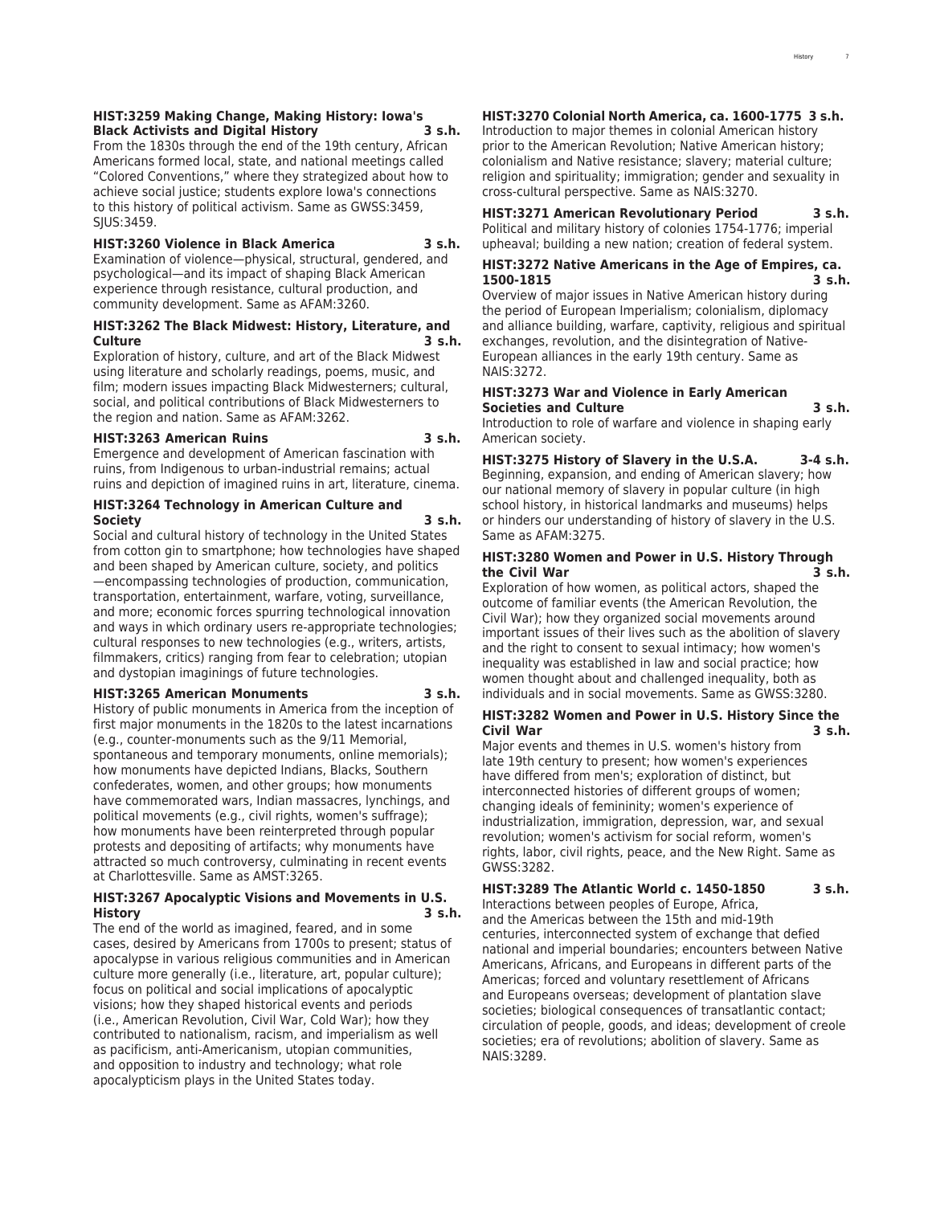**HIST:3259 Making Change, Making History: Iowa's Black Activists and Digital History 3 s.h.**
From the 1830s through the end of the 19th century, African Americans formed local, state, and national meetings called "Colored Conventions," where they strategized about how to achieve social justice; students explore Iowa's connections to this history of political activism. Same as GWSS:3459, SJUS:3459.

**HIST:3260 Violence in Black America 3 s.h.**
Examination of violence—physical, structural, gendered, and psychological—and its impact of shaping Black American experience through resistance, cultural production, and community development. Same as AFAM:3260.

**HIST:3262 The Black Midwest: History, Literature, and Culture 3 s.h.**
Exploration of history, culture, and art of the Black Midwest using literature and scholarly readings, poems, music, and film; modern issues impacting Black Midwesterners; cultural, social, and political contributions of Black Midwesterners to the region and nation. Same as AFAM:3262.

**HIST:3263 American Ruins 3 s.h.**
Emergence and development of American fascination with ruins, from Indigenous to urban-industrial remains; actual ruins and depiction of imagined ruins in art, literature, cinema.

**HIST:3264 Technology in American Culture and Society 3 s.h.**
Social and cultural history of technology in the United States from cotton gin to smartphone; how technologies have shaped and been shaped by American culture, society, and politics—encompassing technologies of production, communication, transportation, entertainment, warfare, voting, surveillance, and more; economic forces spurring technological innovation and ways in which ordinary users re-appropriate technologies; cultural responses to new technologies (e.g., writers, artists, filmmakers, critics) ranging from fear to celebration; utopian and dystopian imaginings of future technologies.

**HIST:3265 American Monuments 3 s.h.**
History of public monuments in America from the inception of first major monuments in the 1820s to the latest incarnations (e.g., counter-monuments such as the 9/11 Memorial, spontaneous and temporary monuments, online memorials); how monuments have depicted Indians, Blacks, Southern confederates, women, and other groups; how monuments have commemorated wars, Indian massacres, lynchings, and political movements (e.g., civil rights, women's suffrage); how monuments have been reinterpreted through popular protests and depositing of artifacts; why monuments have attracted so much controversy, culminating in recent events at Charlottesville. Same as AMST:3265.

**HIST:3267 Apocalyptic Visions and Movements in U.S. History 3 s.h.**
The end of the world as imagined, feared, and in some cases, desired by Americans from 1700s to present; status of apocalypse in various religious communities and in American culture more generally (i.e., literature, art, popular culture); focus on political and social implications of apocalyptic visions; how they shaped historical events and periods (i.e., American Revolution, Civil War, Cold War); how they contributed to nationalism, racism, and imperialism as well as pacificism, anti-Americanism, utopian communities, and opposition to industry and technology; what role apocalypticism plays in the United States today.

**HIST:3270 Colonial North America, ca. 1600-1775 3 s.h.**
Introduction to major themes in colonial American history prior to the American Revolution; Native American history; colonialism and Native resistance; slavery; material culture; religion and spirituality; immigration; gender and sexuality in cross-cultural perspective. Same as NAIS:3270.

**HIST:3271 American Revolutionary Period 3 s.h.**
Political and military history of colonies 1754-1776; imperial upheaval; building a new nation; creation of federal system.

**HIST:3272 Native Americans in the Age of Empires, ca. 1500-1815 3 s.h.**
Overview of major issues in Native American history during the period of European Imperialism; colonialism, diplomacy and alliance building, warfare, captivity, religious and spiritual exchanges, revolution, and the disintegration of Native-European alliances in the early 19th century. Same as NAIS:3272.

**HIST:3273 War and Violence in Early American Societies and Culture 3 s.h.**
Introduction to role of warfare and violence in shaping early American society.

**HIST:3275 History of Slavery in the U.S.A. 3-4 s.h.**
Beginning, expansion, and ending of American slavery; how our national memory of slavery in popular culture (in high school history, in historical landmarks and museums) helps or hinders our understanding of history of slavery in the U.S. Same as AFAM:3275.

**HIST:3280 Women and Power in U.S. History Through the Civil War 3 s.h.**
Exploration of how women, as political actors, shaped the outcome of familiar events (the American Revolution, the Civil War); how they organized social movements around important issues of their lives such as the abolition of slavery and the right to consent to sexual intimacy; how women's inequality was established in law and social practice; how women thought about and challenged inequality, both as individuals and in social movements. Same as GWSS:3280.

**HIST:3282 Women and Power in U.S. History Since the Civil War 3 s.h.**
Major events and themes in U.S. women's history from late 19th century to present; how women's experiences have differed from men's; exploration of distinct, but interconnected histories of different groups of women; changing ideals of femininity; women's experience of industrialization, immigration, depression, war, and sexual revolution; women's activism for social reform, women's rights, labor, civil rights, peace, and the New Right. Same as GWSS:3282.

**HIST:3289 The Atlantic World c. 1450-1850 3 s.h.**
Interactions between peoples of Europe, Africa, and the Americas between the 15th and mid-19th centuries, interconnected system of exchange that defied national and imperial boundaries; encounters between Native Americans, Africans, and Europeans in different parts of the Americas; forced and voluntary resettlement of Africans and Europeans overseas; development of plantation slave societies; biological consequences of transatlantic contact; circulation of people, goods, and ideas; development of creole societies; era of revolutions; abolition of slavery. Same as NAIS:3289.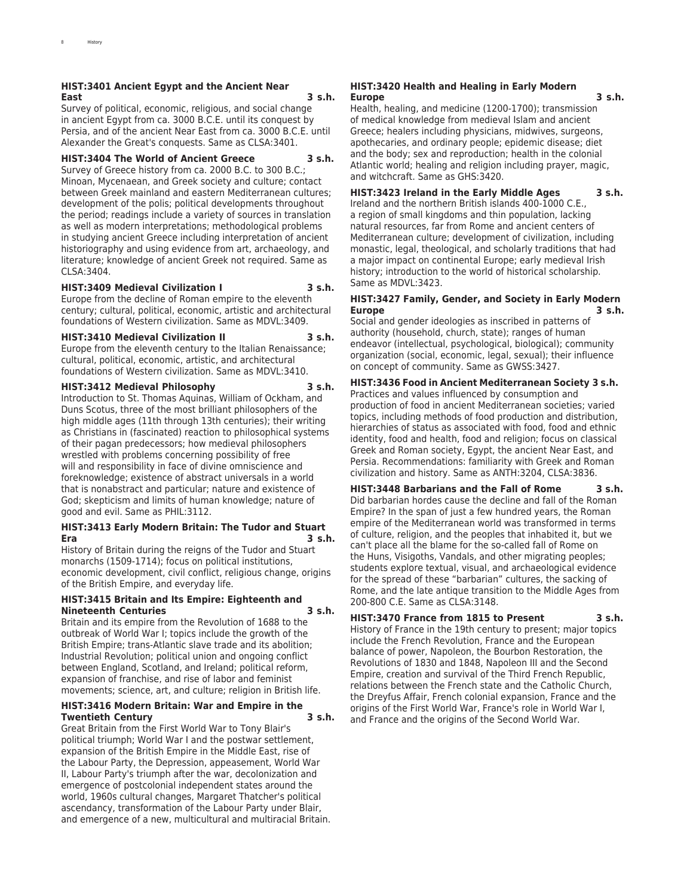**HIST:3401 Ancient Egypt and the Ancient Near East 3 s.h.**
Survey of political, economic, religious, and social change in ancient Egypt from ca. 3000 B.C.E. until its conquest by Persia, and of the ancient Near East from ca. 3000 B.C.E. until Alexander the Great's conquests. Same as CLSA:3401.

**HIST:3404 The World of Ancient Greece 3 s.h.**
Survey of Greece history from ca. 2000 B.C. to 300 B.C.; Minoan, Mycenaean, and Greek society and culture; contact between Greek mainland and eastern Mediterranean cultures; development of the polis; political developments throughout the period; readings include a variety of sources in translation as well as modern interpretations; methodological problems in studying ancient Greece including interpretation of ancient historiography and using evidence from art, archaeology, and literature; knowledge of ancient Greek not required. Same as CLSA:3404.

**HIST:3409 Medieval Civilization I 3 s.h.**
Europe from the decline of Roman empire to the eleventh century; cultural, political, economic, artistic and architectural foundations of Western civilization. Same as MDVL:3409.

**HIST:3410 Medieval Civilization II 3 s.h.**
Europe from the eleventh century to the Italian Renaissance; cultural, political, economic, artistic, and architectural foundations of Western civilization. Same as MDVL:3410.

**HIST:3412 Medieval Philosophy 3 s.h.**
Introduction to St. Thomas Aquinas, William of Ockham, and Duns Scotus, three of the most brilliant philosophers of the high middle ages (11th through 13th centuries); their writing as Christians in (fascinated) reaction to philosophical systems of their pagan predecessors; how medieval philosophers wrestled with problems concerning possibility of free will and responsibility in face of divine omniscience and foreknowledge; existence of abstract universals in a world that is nonabstract and particular; nature and existence of God; skepticism and limits of human knowledge; nature of good and evil. Same as PHIL:3112.

**HIST:3413 Early Modern Britain: The Tudor and Stuart Era 3 s.h.**
History of Britain during the reigns of the Tudor and Stuart monarchs (1509-1714); focus on political institutions, economic development, civil conflict, religious change, origins of the British Empire, and everyday life.

**HIST:3415 Britain and Its Empire: Eighteenth and Nineteenth Centuries 3 s.h.**
Britain and its empire from the Revolution of 1688 to the outbreak of World War I; topics include the growth of the British Empire; trans-Atlantic slave trade and its abolition; Industrial Revolution; political union and ongoing conflict between England, Scotland, and Ireland; political reform, expansion of franchise, and rise of labor and feminist movements; science, art, and culture; religion in British life.

**HIST:3416 Modern Britain: War and Empire in the Twentieth Century 3 s.h.**
Great Britain from the First World War to Tony Blair's political triumph; World War I and the postwar settlement, expansion of the British Empire in the Middle East, rise of the Labour Party, the Depression, appeasement, World War II, Labour Party's triumph after the war, decolonization and emergence of postcolonial independent states around the world, 1960s cultural changes, Margaret Thatcher's political ascendancy, transformation of the Labour Party under Blair, and emergence of a new, multicultural and multiracial Britain.

**HIST:3420 Health and Healing in Early Modern Europe 3 s.h.**
Health, healing, and medicine (1200-1700); transmission of medical knowledge from medieval Islam and ancient Greece; healers including physicians, midwives, surgeons, apothecaries, and ordinary people; epidemic disease; diet and the body; sex and reproduction; health in the colonial Atlantic world; healing and religion including prayer, magic, and witchcraft. Same as GHS:3420.

**HIST:3423 Ireland in the Early Middle Ages 3 s.h.**
Ireland and the northern British islands 400-1000 C.E., a region of small kingdoms and thin population, lacking natural resources, far from Rome and ancient centers of Mediterranean culture; development of civilization, including monastic, legal, theological, and scholarly traditions that had a major impact on continental Europe; early medieval Irish history; introduction to the world of historical scholarship. Same as MDVL:3423.

**HIST:3427 Family, Gender, and Society in Early Modern Europe 3 s.h.**
Social and gender ideologies as inscribed in patterns of authority (household, church, state); ranges of human endeavor (intellectual, psychological, biological); community organization (social, economic, legal, sexual); their influence on concept of community. Same as GWSS:3427.

**HIST:3436 Food in Ancient Mediterranean Society 3 s.h.**
Practices and values influenced by consumption and production of food in ancient Mediterranean societies; varied topics, including methods of food production and distribution, hierarchies of status as associated with food, food and ethnic identity, food and health, food and religion; focus on classical Greek and Roman society, Egypt, the ancient Near East, and Persia. Recommendations: familiarity with Greek and Roman civilization and history. Same as ANTH:3204, CLSA:3836.

**HIST:3448 Barbarians and the Fall of Rome 3 s.h.**
Did barbarian hordes cause the decline and fall of the Roman Empire? In the span of just a few hundred years, the Roman empire of the Mediterranean world was transformed in terms of culture, religion, and the peoples that inhabited it, but we can't place all the blame for the so-called fall of Rome on the Huns, Visigoths, Vandals, and other migrating peoples; students explore textual, visual, and archaeological evidence for the spread of these "barbarian" cultures, the sacking of Rome, and the late antique transition to the Middle Ages from 200-800 C.E. Same as CLSA:3148.

**HIST:3470 France from 1815 to Present 3 s.h.**
History of France in the 19th century to present; major topics include the French Revolution, France and the European balance of power, Napoleon, the Bourbon Restoration, the Revolutions of 1830 and 1848, Napoleon III and the Second Empire, creation and survival of the Third French Republic, relations between the French state and the Catholic Church, the Dreyfus Affair, French colonial expansion, France and the origins of the First World War, France's role in World War I, and France and the origins of the Second World War.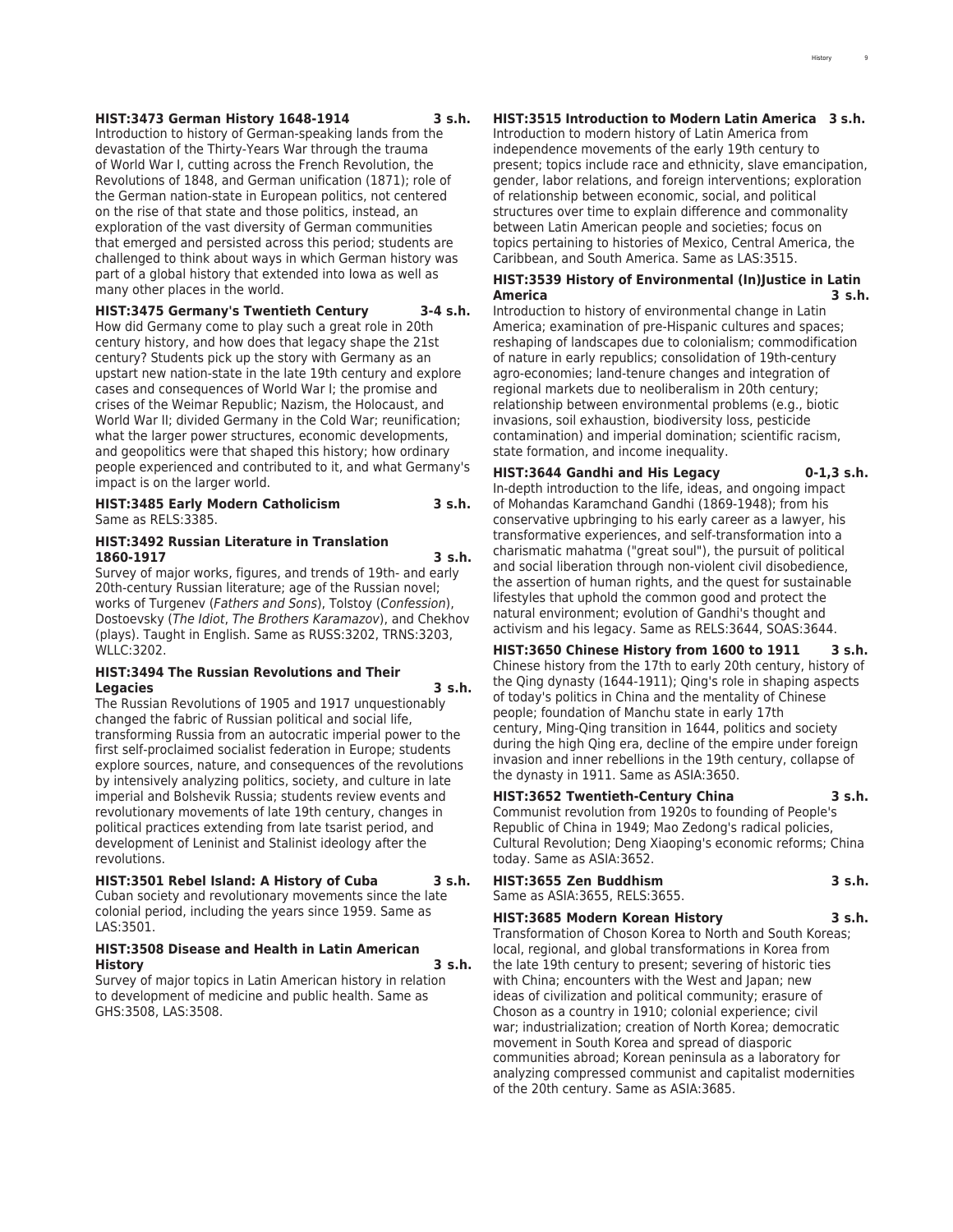**HIST:3473 German History 1648-1914 3 s.h.**
Introduction to history of German-speaking lands from the devastation of the Thirty-Years War through the trauma of World War I, cutting across the French Revolution, the Revolutions of 1848, and German unification (1871); role of the German nation-state in European politics, not centered on the rise of that state and those politics, instead, an exploration of the vast diversity of German communities that emerged and persisted across this period; students are challenged to think about ways in which German history was part of a global history that extended into Iowa as well as many other places in the world.

**HIST:3475 Germany's Twentieth Century 3-4 s.h.**
How did Germany come to play such a great role in 20th century history, and how does that legacy shape the 21st century? Students pick up the story with Germany as an upstart new nation-state in the late 19th century and explore cases and consequences of World War I; the promise and crises of the Weimar Republic; Nazism, the Holocaust, and World War II; divided Germany in the Cold War; reunification; what the larger power structures, economic developments, and geopolitics were that shaped this history; how ordinary people experienced and contributed to it, and what Germany's impact is on the larger world.

**HIST:3485 Early Modern Catholicism 3 s.h.**
Same as RELS:3385.

**HIST:3492 Russian Literature in Translation 1860-1917 3 s.h.**
Survey of major works, figures, and trends of 19th- and early 20th-century Russian literature; age of the Russian novel; works of Turgenev (*Fathers and Sons*), Tolstoy (*Confession*), Dostoevsky (*The Idiot*, *The Brothers Karamazov*), and Chekhov (plays). Taught in English. Same as RUSS:3202, TRNS:3203, WLLC:3202.

**HIST:3494 The Russian Revolutions and Their Legacies 3 s.h.**
The Russian Revolutions of 1905 and 1917 unquestionably changed the fabric of Russian political and social life, transforming Russia from an autocratic imperial power to the first self-proclaimed socialist federation in Europe; students explore sources, nature, and consequences of the revolutions by intensively analyzing politics, society, and culture in late imperial and Bolshevik Russia; students review events and revolutionary movements of late 19th century, changes in political practices extending from late tsarist period, and development of Leninist and Stalinist ideology after the revolutions.

**HIST:3501 Rebel Island: A History of Cuba 3 s.h.**
Cuban society and revolutionary movements since the late colonial period, including the years since 1959. Same as LAS:3501.

**HIST:3508 Disease and Health in Latin American History 3 s.h.**
Survey of major topics in Latin American history in relation to development of medicine and public health. Same as GHS:3508, LAS:3508.

**HIST:3515 Introduction to Modern Latin America 3 s.h.**
Introduction to modern history of Latin America from independence movements of the early 19th century to present; topics include race and ethnicity, slave emancipation, gender, labor relations, and foreign interventions; exploration of relationship between economic, social, and political structures over time to explain difference and commonality between Latin American people and societies; focus on topics pertaining to histories of Mexico, Central America, the Caribbean, and South America. Same as LAS:3515.

**HIST:3539 History of Environmental (In)Justice in Latin America 3 s.h.**
Introduction to history of environmental change in Latin America; examination of pre-Hispanic cultures and spaces; reshaping of landscapes due to colonialism; commodification of nature in early republics; consolidation of 19th-century agro-economies; land-tenure changes and integration of regional markets due to neoliberalism in 20th century; relationship between environmental problems (e.g., biotic invasions, soil exhaustion, biodiversity loss, pesticide contamination) and imperial domination; scientific racism, state formation, and income inequality.

**HIST:3644 Gandhi and His Legacy 0-1,3 s.h.**
In-depth introduction to the life, ideas, and ongoing impact of Mohandas Karamchand Gandhi (1869-1948); from his conservative upbringing to his early career as a lawyer, his transformative experiences, and self-transformation into a charismatic mahatma ("great soul"), the pursuit of political and social liberation through non-violent civil disobedience, the assertion of human rights, and the quest for sustainable lifestyles that uphold the common good and protect the natural environment; evolution of Gandhi's thought and activism and his legacy. Same as RELS:3644, SOAS:3644.

**HIST:3650 Chinese History from 1600 to 1911 3 s.h.**
Chinese history from the 17th to early 20th century, history of the Qing dynasty (1644-1911); Qing's role in shaping aspects of today's politics in China and the mentality of Chinese people; foundation of Manchu state in early 17th century, Ming-Qing transition in 1644, politics and society during the high Qing era, decline of the empire under foreign invasion and inner rebellions in the 19th century, collapse of the dynasty in 1911. Same as ASIA:3650.

**HIST:3652 Twentieth-Century China 3 s.h.**
Communist revolution from 1920s to founding of People's Republic of China in 1949; Mao Zedong's radical policies, Cultural Revolution; Deng Xiaoping's economic reforms; China today. Same as ASIA:3652.

**HIST:3655 Zen Buddhism 3 s.h.**
Same as ASIA:3655, RELS:3655.

**HIST:3685 Modern Korean History 3 s.h.**
Transformation of Choson Korea to North and South Koreas; local, regional, and global transformations in Korea from the late 19th century to present; severing of historic ties with China; encounters with the West and Japan; new ideas of civilization and political community; erasure of Choson as a country in 1910; colonial experience; civil war; industrialization; creation of North Korea; democratic movement in South Korea and spread of diasporic communities abroad; Korean peninsula as a laboratory for analyzing compressed communist and capitalist modernities of the 20th century. Same as ASIA:3685.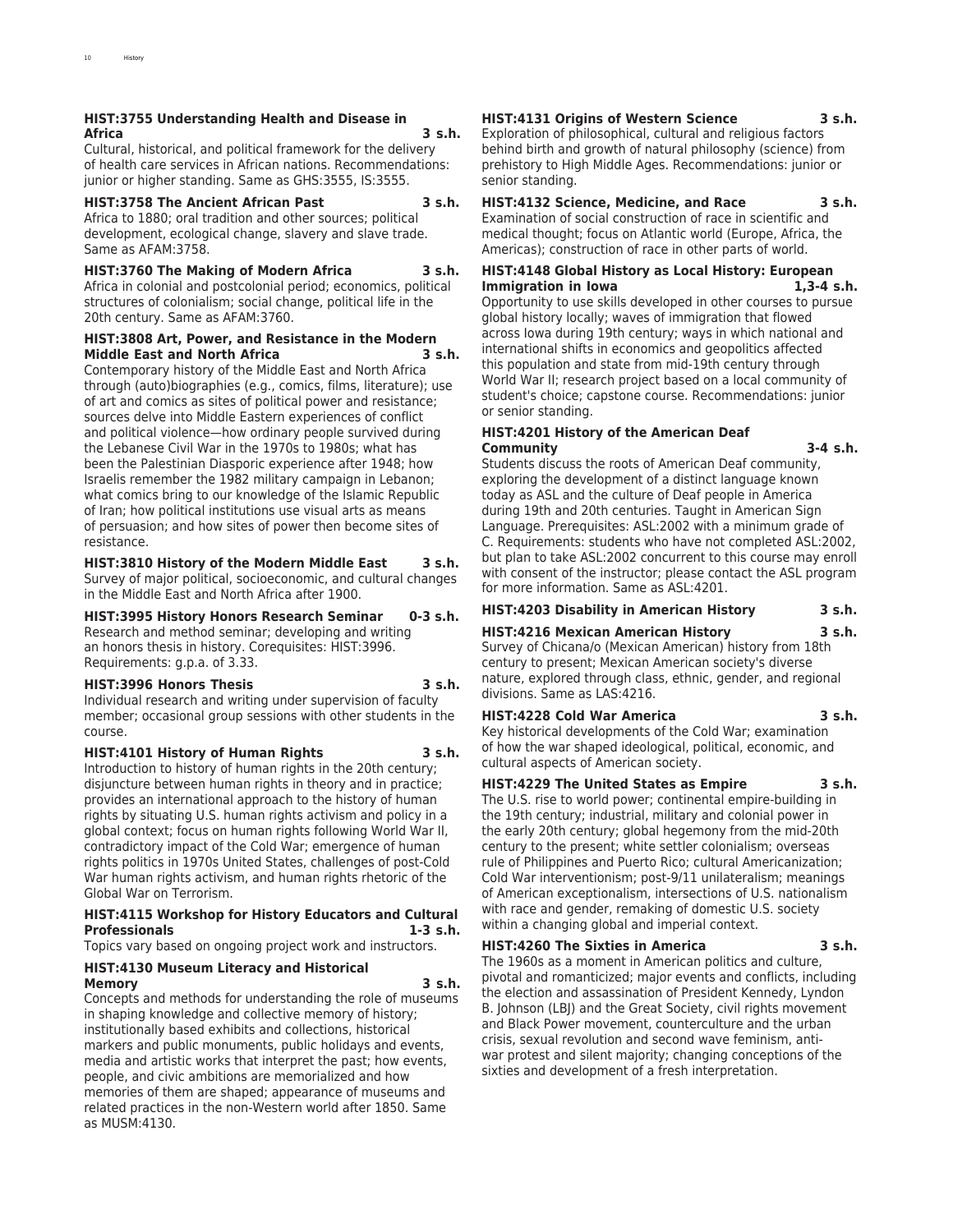**HIST:3755 Understanding Health and Disease in Africa 3 s.h.**
Cultural, historical, and political framework for the delivery of health care services in African nations. Recommendations: junior or higher standing. Same as GHS:3555, IS:3555.

**HIST:3758 The Ancient African Past 3 s.h.**
Africa to 1880; oral tradition and other sources; political development, ecological change, slavery and slave trade. Same as AFAM:3758.

**HIST:3760 The Making of Modern Africa 3 s.h.**
Africa in colonial and postcolonial period; economics, political structures of colonialism; social change, political life in the 20th century. Same as AFAM:3760.

**HIST:3808 Art, Power, and Resistance in the Modern Middle East and North Africa 3 s.h.**
Contemporary history of the Middle East and North Africa through (auto)biographies (e.g., comics, films, literature); use of art and comics as sites of political power and resistance; sources delve into Middle Eastern experiences of conflict and political violence—how ordinary people survived during the Lebanese Civil War in the 1970s to 1980s; what has been the Palestinian Diasporic experience after 1948; how Israelis remember the 1982 military campaign in Lebanon; what comics bring to our knowledge of the Islamic Republic of Iran; how political institutions use visual arts as means of persuasion; and how sites of power then become sites of resistance.

**HIST:3810 History of the Modern Middle East 3 s.h.**
Survey of major political, socioeconomic, and cultural changes in the Middle East and North Africa after 1900.

**HIST:3995 History Honors Research Seminar 0-3 s.h.**
Research and method seminar; developing and writing an honors thesis in history. Corequisites: HIST:3996. Requirements: g.p.a. of 3.33.

**HIST:3996 Honors Thesis 3 s.h.**
Individual research and writing under supervision of faculty member; occasional group sessions with other students in the course.

**HIST:4101 History of Human Rights 3 s.h.**
Introduction to history of human rights in the 20th century; disjuncture between human rights in theory and in practice; provides an international approach to the history of human rights by situating U.S. human rights activism and policy in a global context; focus on human rights following World War II, contradictory impact of the Cold War; emergence of human rights politics in 1970s United States, challenges of post-Cold War human rights activism, and human rights rhetoric of the Global War on Terrorism.

**HIST:4115 Workshop for History Educators and Cultural Professionals 1-3 s.h.**
Topics vary based on ongoing project work and instructors.

**HIST:4130 Museum Literacy and Historical Memory 3 s.h.**
Concepts and methods for understanding the role of museums in shaping knowledge and collective memory of history; institutionally based exhibits and collections, historical markers and public monuments, public holidays and events, media and artistic works that interpret the past; how events, people, and civic ambitions are memorialized and how memories of them are shaped; appearance of museums and related practices in the non-Western world after 1850. Same as MUSM:4130.

**HIST:4131 Origins of Western Science 3 s.h.**
Exploration of philosophical, cultural and religious factors behind birth and growth of natural philosophy (science) from prehistory to High Middle Ages. Recommendations: junior or senior standing.

**HIST:4132 Science, Medicine, and Race 3 s.h.**
Examination of social construction of race in scientific and medical thought; focus on Atlantic world (Europe, Africa, the Americas); construction of race in other parts of world.

**HIST:4148 Global History as Local History: European Immigration in Iowa 1,3-4 s.h.**
Opportunity to use skills developed in other courses to pursue global history locally; waves of immigration that flowed across Iowa during 19th century; ways in which national and international shifts in economics and geopolitics affected this population and state from mid-19th century through World War II; research project based on a local community of student's choice; capstone course. Recommendations: junior or senior standing.

**HIST:4201 History of the American Deaf Community 3-4 s.h.**
Students discuss the roots of American Deaf community, exploring the development of a distinct language known today as ASL and the culture of Deaf people in America during 19th and 20th centuries. Taught in American Sign Language. Prerequisites: ASL:2002 with a minimum grade of C. Requirements: students who have not completed ASL:2002, but plan to take ASL:2002 concurrent to this course may enroll with consent of the instructor; please contact the ASL program for more information. Same as ASL:4201.

**HIST:4203 Disability in American History 3 s.h.**

**HIST:4216 Mexican American History 3 s.h.**
Survey of Chicana/o (Mexican American) history from 18th century to present; Mexican American society's diverse nature, explored through class, ethnic, gender, and regional divisions. Same as LAS:4216.

**HIST:4228 Cold War America 3 s.h.**
Key historical developments of the Cold War; examination of how the war shaped ideological, political, economic, and cultural aspects of American society.

**HIST:4229 The United States as Empire 3 s.h.**
The U.S. rise to world power; continental empire-building in the 19th century; industrial, military and colonial power in the early 20th century; global hegemony from the mid-20th century to the present; white settler colonialism; overseas rule of Philippines and Puerto Rico; cultural Americanization; Cold War interventionism; post-9/11 unilateralism; meanings of American exceptionalism, intersections of U.S. nationalism with race and gender, remaking of domestic U.S. society within a changing global and imperial context.

**HIST:4260 The Sixties in America 3 s.h.**
The 1960s as a moment in American politics and culture, pivotal and romanticized; major events and conflicts, including the election and assassination of President Kennedy, Lyndon B. Johnson (LBJ) and the Great Society, civil rights movement and Black Power movement, counterculture and the urban crisis, sexual revolution and second wave feminism, anti-war protest and silent majority; changing conceptions of the sixties and development of a fresh interpretation.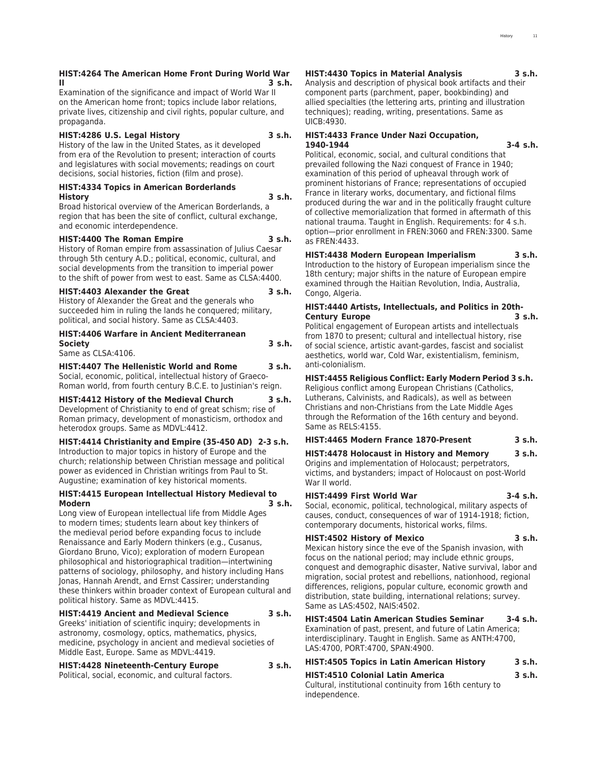**HIST:4264 The American Home Front During World War II** 3 s.h.
Examination of the significance and impact of World War II on the American home front; topics include labor relations, private lives, citizenship and civil rights, popular culture, and propaganda.

**HIST:4286 U.S. Legal History** 3 s.h.
History of the law in the United States, as it developed from era of the Revolution to present; interaction of courts and legislatures with social movements; readings on court decisions, social histories, fiction (film and prose).

**HIST:4334 Topics in American Borderlands History** 3 s.h.
Broad historical overview of the American Borderlands, a region that has been the site of conflict, cultural exchange, and economic interdependence.

**HIST:4400 The Roman Empire** 3 s.h.
History of Roman empire from assassination of Julius Caesar through 5th century A.D.; political, economic, cultural, and social developments from the transition to imperial power to the shift of power from west to east. Same as CLSA:4400.

**HIST:4403 Alexander the Great** 3 s.h.
History of Alexander the Great and the generals who succeeded him in ruling the lands he conquered; military, political, and social history. Same as CLSA:4403.

**HIST:4406 Warfare in Ancient Mediterranean Society** 3 s.h.
Same as CLSA:4106.

**HIST:4407 The Hellenistic World and Rome** 3 s.h.
Social, economic, political, intellectual history of Graeco-Roman world, from fourth century B.C.E. to Justinian's reign.

**HIST:4412 History of the Medieval Church** 3 s.h.
Development of Christianity to end of great schism; rise of Roman primacy, development of monasticism, orthodox and heterodox groups. Same as MDVL:4412.

**HIST:4414 Christianity and Empire (35-450 AD)** 2-3 s.h.
Introduction to major topics in history of Europe and the church; relationship between Christian message and political power as evidenced in Christian writings from Paul to St. Augustine; examination of key historical moments.

**HIST:4415 European Intellectual History Medieval to Modern** 3 s.h.
Long view of European intellectual life from Middle Ages to modern times; students learn about key thinkers of the medieval period before expanding focus to include Renaissance and Early Modern thinkers (e.g., Cusanus, Giordano Bruno, Vico); exploration of modern European philosophical and historiographical tradition—intertwining patterns of sociology, philosophy, and history including Hans Jonas, Hannah Arendt, and Ernst Cassirer; understanding these thinkers within broader context of European cultural and political history. Same as MDVL:4415.

**HIST:4419 Ancient and Medieval Science** 3 s.h.
Greeks' initiation of scientific inquiry; developments in astronomy, cosmology, optics, mathematics, physics, medicine, psychology in ancient and medieval societies of Middle East, Europe. Same as MDVL:4419.

**HIST:4428 Nineteenth-Century Europe** 3 s.h.
Political, social, economic, and cultural factors.

**HIST:4430 Topics in Material Analysis** 3 s.h.
Analysis and description of physical book artifacts and their component parts (parchment, paper, bookbinding) and allied specialties (the lettering arts, printing and illustration techniques); reading, writing, presentations. Same as UICB:4930.

**HIST:4433 France Under Nazi Occupation, 1940-1944** 3-4 s.h.
Political, economic, social, and cultural conditions that prevailed following the Nazi conquest of France in 1940; examination of this period of upheaval through work of prominent historians of France; representations of occupied France in literary works, documentary, and fictional films produced during the war and in the politically fraught culture of collective memorialization that formed in aftermath of this national trauma. Taught in English. Requirements: for 4 s.h. option—prior enrollment in FREN:3060 and FREN:3300. Same as FREN:4433.

**HIST:4438 Modern European Imperialism** 3 s.h.
Introduction to the history of European imperialism since the 18th century; major shifts in the nature of European empire examined through the Haitian Revolution, India, Australia, Congo, Algeria.

**HIST:4440 Artists, Intellectuals, and Politics in 20th-Century Europe** 3 s.h.
Political engagement of European artists and intellectuals from 1870 to present; cultural and intellectual history, rise of social science, artistic avant-gardes, fascist and socialist aesthetics, world war, Cold War, existentialism, feminism, anti-colonialism.

**HIST:4455 Religious Conflict: Early Modern Period** 3 s.h.
Religious conflict among European Christians (Catholics, Lutherans, Calvinists, and Radicals), as well as between Christians and non-Christians from the Late Middle Ages through the Reformation of the 16th century and beyond. Same as RELS:4155.

**HIST:4465 Modern France 1870-Present** 3 s.h.

**HIST:4478 Holocaust in History and Memory** 3 s.h.
Origins and implementation of Holocaust; perpetrators, victims, and bystanders; impact of Holocaust on post-World War II world.

**HIST:4499 First World War** 3-4 s.h.
Social, economic, political, technological, military aspects of causes, conduct, consequences of war of 1914-1918; fiction, contemporary documents, historical works, films.

**HIST:4502 History of Mexico** 3 s.h.
Mexican history since the eve of the Spanish invasion, with focus on the national period; may include ethnic groups, conquest and demographic disaster, Native survival, labor and migration, social protest and rebellions, nationhood, regional differences, religions, popular culture, economic growth and distribution, state building, international relations; survey. Same as LAS:4502, NAIS:4502.

**HIST:4504 Latin American Studies Seminar** 3-4 s.h.
Examination of past, present, and future of Latin America; interdisciplinary. Taught in English. Same as ANTH:4700, LAS:4700, PORT:4700, SPAN:4900.

**HIST:4505 Topics in Latin American History** 3 s.h.

**HIST:4510 Colonial Latin America** 3 s.h.
Cultural, institutional continuity from 16th century to independence.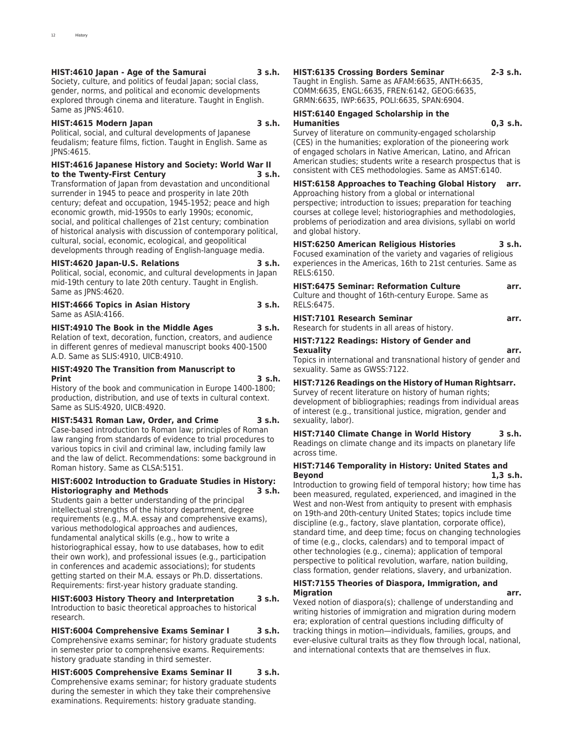**HIST:4610 Japan - Age of the Samurai 3 s.h.**
Society, culture, and politics of feudal Japan; social class, gender, norms, and political and economic developments explored through cinema and literature. Taught in English. Same as JPNS:4610.

**HIST:4615 Modern Japan 3 s.h.**
Political, social, and cultural developments of Japanese feudalism; feature films, fiction. Taught in English. Same as JPNS:4615.

**HIST:4616 Japanese History and Society: World War II to the Twenty-First Century 3 s.h.**
Transformation of Japan from devastation and unconditional surrender in 1945 to peace and prosperity in late 20th century; defeat and occupation, 1945-1952; peace and high economic growth, mid-1950s to early 1990s; economic, social, and political challenges of 21st century; combination of historical analysis with discussion of contemporary political, cultural, social, economic, ecological, and geopolitical developments through reading of English-language media.

**HIST:4620 Japan-U.S. Relations 3 s.h.**
Political, social, economic, and cultural developments in Japan mid-19th century to late 20th century. Taught in English. Same as JPNS:4620.

**HIST:4666 Topics in Asian History 3 s.h.**
Same as ASIA:4166.

**HIST:4910 The Book in the Middle Ages 3 s.h.**
Relation of text, decoration, function, creators, and audience in different genres of medieval manuscript books 400-1500 A.D. Same as SLIS:4910, UICB:4910.

**HIST:4920 The Transition from Manuscript to Print 3 s.h.**
History of the book and communication in Europe 1400-1800; production, distribution, and use of texts in cultural context. Same as SLIS:4920, UICB:4920.

**HIST:5431 Roman Law, Order, and Crime 3 s.h.**
Case-based introduction to Roman law; principles of Roman law ranging from standards of evidence to trial procedures to various topics in civil and criminal law, including family law and the law of delict. Recommendations: some background in Roman history. Same as CLSA:5151.

**HIST:6002 Introduction to Graduate Studies in History: Historiography and Methods 3 s.h.**
Students gain a better understanding of the principal intellectual strengths of the history department, degree requirements (e.g., M.A. essay and comprehensive exams), various methodological approaches and audiences, fundamental analytical skills (e.g., how to write a historiographical essay, how to use databases, how to edit their own work), and professional issues (e.g., participation in conferences and academic associations); for students getting started on their M.A. essays or Ph.D. dissertations. Requirements: first-year history graduate standing.

**HIST:6003 History Theory and Interpretation 3 s.h.**
Introduction to basic theoretical approaches to historical research.

**HIST:6004 Comprehensive Exams Seminar I 3 s.h.**
Comprehensive exams seminar; for history graduate students in semester prior to comprehensive exams. Requirements: history graduate standing in third semester.

**HIST:6005 Comprehensive Exams Seminar II 3 s.h.**
Comprehensive exams seminar; for history graduate students during the semester in which they take their comprehensive examinations. Requirements: history graduate standing.

**HIST:6135 Crossing Borders Seminar 2-3 s.h.**
Taught in English. Same as AFAM:6635, ANTH:6635, COMM:6635, ENGL:6635, FREN:6142, GEOG:6635, GRMN:6635, IWP:6635, POLI:6635, SPAN:6904.

**HIST:6140 Engaged Scholarship in the Humanities 0,3 s.h.**
Survey of literature on community-engaged scholarship (CES) in the humanities; exploration of the pioneering work of engaged scholars in Native American, Latino, and African American studies; students write a research prospectus that is consistent with CES methodologies. Same as AMST:6140.

**HIST:6158 Approaches to Teaching Global History arr.**
Approaching history from a global or international perspective; introduction to issues; preparation for teaching courses at college level; historiographies and methodologies, problems of periodization and area divisions, syllabi on world and global history.

**HIST:6250 American Religious Histories 3 s.h.**
Focused examination of the variety and vagaries of religious experiences in the Americas, 16th to 21st centuries. Same as RELS:6150.

**HIST:6475 Seminar: Reformation Culture arr.**
Culture and thought of 16th-century Europe. Same as RELS:6475.

**HIST:7101 Research Seminar arr.**
Research for students in all areas of history.

**HIST:7122 Readings: History of Gender and Sexuality arr.**
Topics in international and transnational history of gender and sexuality. Same as GWSS:7122.

**HIST:7126 Readings on the History of Human Rights arr.**
Survey of recent literature on history of human rights; development of bibliographies; readings from individual areas of interest (e.g., transitional justice, migration, gender and sexuality, labor).

**HIST:7140 Climate Change in World History 3 s.h.**
Readings on climate change and its impacts on planetary life across time.

**HIST:7146 Temporality in History: United States and Beyond 1,3 s.h.**
Introduction to growing field of temporal history; how time has been measured, regulated, experienced, and imagined in the West and non-West from antiquity to present with emphasis on 19th-and 20th-century United States; topics include time discipline (e.g., factory, slave plantation, corporate office), standard time, and deep time; focus on changing technologies of time (e.g., clocks, calendars) and to temporal impact of other technologies (e.g., cinema); application of temporal perspective to political revolution, warfare, nation building, class formation, gender relations, slavery, and urbanization.

**HIST:7155 Theories of Diaspora, Immigration, and Migration arr.**
Vexed notion of diaspora(s); challenge of understanding and writing histories of immigration and migration during modern era; exploration of central questions including difficulty of tracking things in motion—individuals, families, groups, and ever-elusive cultural traits as they flow through local, national, and international contexts that are themselves in flux.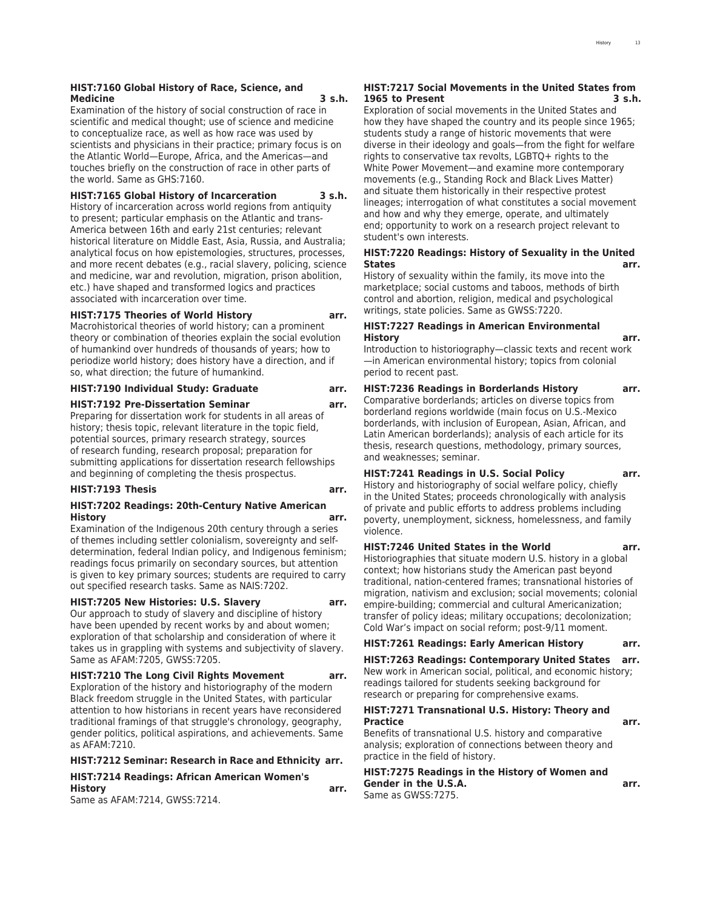**HIST:7160 Global History of Race, Science, and Medicine 3 s.h.**
Examination of the history of social construction of race in scientific and medical thought; use of science and medicine to conceptualize race, as well as how race was used by scientists and physicians in their practice; primary focus is on the Atlantic World—Europe, Africa, and the Americas—and touches briefly on the construction of race in other parts of the world. Same as GHS:7160.

**HIST:7165 Global History of Incarceration 3 s.h.**
History of incarceration across world regions from antiquity to present; particular emphasis on the Atlantic and trans-America between 16th and early 21st centuries; relevant historical literature on Middle East, Asia, Russia, and Australia; analytical focus on how epistemologies, structures, processes, and more recent debates (e.g., racial slavery, policing, science and medicine, war and revolution, migration, prison abolition, etc.) have shaped and transformed logics and practices associated with incarceration over time.

**HIST:7175 Theories of World History arr.**
Macrohistorical theories of world history; can a prominent theory or combination of theories explain the social evolution of humankind over hundreds of thousands of years; how to periodize world history; does history have a direction, and if so, what direction; the future of humankind.

**HIST:7190 Individual Study: Graduate arr.**

**HIST:7192 Pre-Dissertation Seminar arr.**
Preparing for dissertation work for students in all areas of history; thesis topic, relevant literature in the topic field, potential sources, primary research strategy, sources of research funding, research proposal; preparation for submitting applications for dissertation research fellowships and beginning of completing the thesis prospectus.

**HIST:7193 Thesis arr.**

**HIST:7202 Readings: 20th-Century Native American History arr.**
Examination of the Indigenous 20th century through a series of themes including settler colonialism, sovereignty and self-determination, federal Indian policy, and Indigenous feminism; readings focus primarily on secondary sources, but attention is given to key primary sources; students are required to carry out specified research tasks. Same as NAIS:7202.

**HIST:7205 New Histories: U.S. Slavery arr.**
Our approach to study of slavery and discipline of history have been upended by recent works by and about women; exploration of that scholarship and consideration of where it takes us in grappling with systems and subjectivity of slavery. Same as AFAM:7205, GWSS:7205.

**HIST:7210 The Long Civil Rights Movement arr.**
Exploration of the history and historiography of the modern Black freedom struggle in the United States, with particular attention to how historians in recent years have reconsidered traditional framings of that struggle's chronology, geography, gender politics, political aspirations, and achievements. Same as AFAM:7210.

**HIST:7212 Seminar: Research in Race and Ethnicity arr.**

**HIST:7214 Readings: African American Women's History arr.**
Same as AFAM:7214, GWSS:7214.

**HIST:7217 Social Movements in the United States from 1965 to Present 3 s.h.**
Exploration of social movements in the United States and how they have shaped the country and its people since 1965; students study a range of historic movements that were diverse in their ideology and goals—from the fight for welfare rights to conservative tax revolts, LGBTQ+ rights to the White Power Movement—and examine more contemporary movements (e.g., Standing Rock and Black Lives Matter) and situate them historically in their respective protest lineages; interrogation of what constitutes a social movement and how and why they emerge, operate, and ultimately end; opportunity to work on a research project relevant to student's own interests.

**HIST:7220 Readings: History of Sexuality in the United States arr.**
History of sexuality within the family, its move into the marketplace; social customs and taboos, methods of birth control and abortion, religion, medical and psychological writings, state policies. Same as GWSS:7220.

**HIST:7227 Readings in American Environmental History arr.**
Introduction to historiography—classic texts and recent work—in American environmental history; topics from colonial period to recent past.

**HIST:7236 Readings in Borderlands History arr.**
Comparative borderlands; articles on diverse topics from borderland regions worldwide (main focus on U.S.-Mexico borderlands, with inclusion of European, Asian, African, and Latin American borderlands); analysis of each article for its thesis, research questions, methodology, primary sources, and weaknesses; seminar.

**HIST:7241 Readings in U.S. Social Policy arr.**
History and historiography of social welfare policy, chiefly in the United States; proceeds chronologically with analysis of private and public efforts to address problems including poverty, unemployment, sickness, homelessness, and family violence.

**HIST:7246 United States in the World arr.**
Historiographies that situate modern U.S. history in a global context; how historians study the American past beyond traditional, nation-centered frames; transnational histories of migration, nativism and exclusion; social movements; colonial empire-building; commercial and cultural Americanization; transfer of policy ideas; military occupations; decolonization; Cold War's impact on social reform; post-9/11 moment.

**HIST:7261 Readings: Early American History arr.**

**HIST:7263 Readings: Contemporary United States arr.**
New work in American social, political, and economic history; readings tailored for students seeking background for research or preparing for comprehensive exams.

**HIST:7271 Transnational U.S. History: Theory and Practice arr.**
Benefits of transnational U.S. history and comparative analysis; exploration of connections between theory and practice in the field of history.

**HIST:7275 Readings in the History of Women and Gender in the U.S.A. arr.**
Same as GWSS:7275.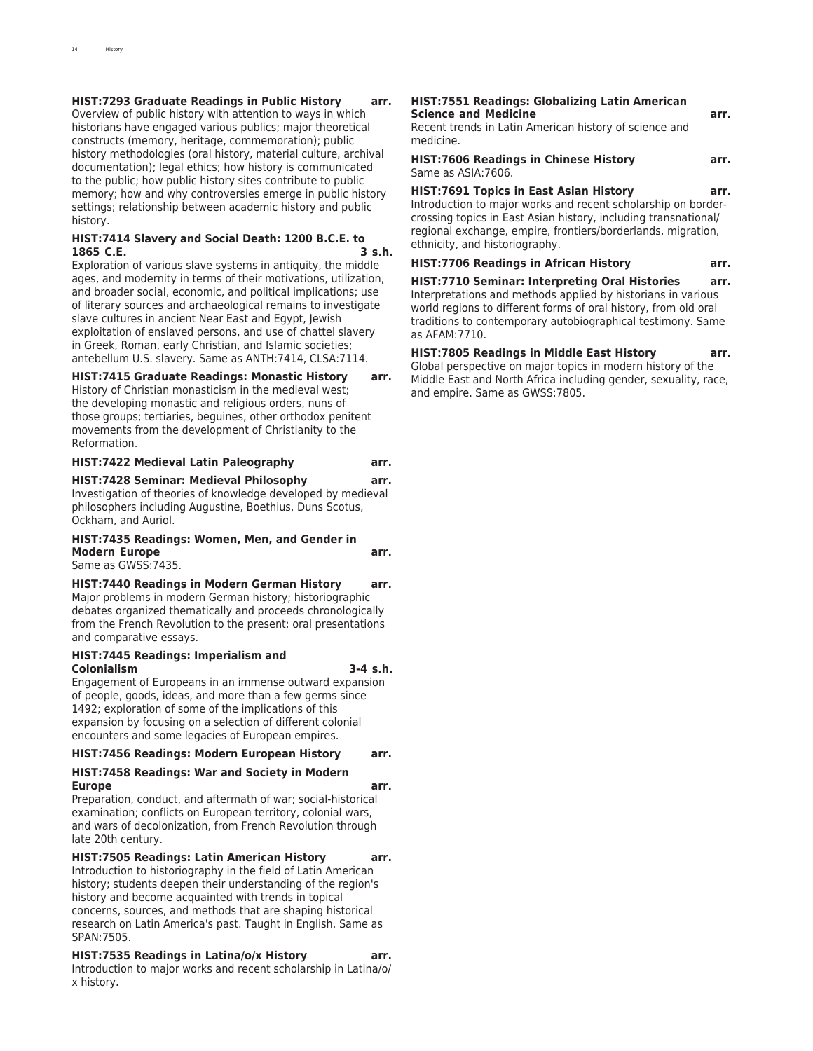**HIST:7293 Graduate Readings in Public History arr.**
Overview of public history with attention to ways in which historians have engaged various publics; major theoretical constructs (memory, heritage, commemoration); public history methodologies (oral history, material culture, archival documentation); legal ethics; how history is communicated to the public; how public history sites contribute to public memory; how and why controversies emerge in public history settings; relationship between academic history and public history.

**HIST:7414 Slavery and Social Death: 1200 B.C.E. to 1865 C.E. 3 s.h.**
Exploration of various slave systems in antiquity, the middle ages, and modernity in terms of their motivations, utilization, and broader social, economic, and political implications; use of literary sources and archaeological remains to investigate slave cultures in ancient Near East and Egypt, Jewish exploitation of enslaved persons, and use of chattel slavery in Greek, Roman, early Christian, and Islamic societies; antebellum U.S. slavery. Same as ANTH:7414, CLSA:7114.

**HIST:7415 Graduate Readings: Monastic History arr.**
History of Christian monasticism in the medieval west; the developing monastic and religious orders, nuns of those groups; tertiaries, beguines, other orthodox penitent movements from the development of Christianity to the Reformation.

**HIST:7422 Medieval Latin Paleography arr.**

**HIST:7428 Seminar: Medieval Philosophy arr.**
Investigation of theories of knowledge developed by medieval philosophers including Augustine, Boethius, Duns Scotus, Ockham, and Auriol.

**HIST:7435 Readings: Women, Men, and Gender in Modern Europe arr.**
Same as GWSS:7435.

**HIST:7440 Readings in Modern German History arr.**
Major problems in modern German history; historiographic debates organized thematically and proceeds chronologically from the French Revolution to the present; oral presentations and comparative essays.

**HIST:7445 Readings: Imperialism and Colonialism 3-4 s.h.**
Engagement of Europeans in an immense outward expansion of people, goods, ideas, and more than a few germs since 1492; exploration of some of the implications of this expansion by focusing on a selection of different colonial encounters and some legacies of European empires.

**HIST:7456 Readings: Modern European History arr.**

**HIST:7458 Readings: War and Society in Modern Europe arr.**
Preparation, conduct, and aftermath of war; social-historical examination; conflicts on European territory, colonial wars, and wars of decolonization, from French Revolution through late 20th century.

**HIST:7505 Readings: Latin American History arr.**
Introduction to historiography in the field of Latin American history; students deepen their understanding of the region's history and become acquainted with trends in topical concerns, sources, and methods that are shaping historical research on Latin America's past. Taught in English. Same as SPAN:7505.

**HIST:7535 Readings in Latina/o/x History arr.**
Introduction to major works and recent scholarship in Latina/o/x history.

**HIST:7551 Readings: Globalizing Latin American Science and Medicine arr.**
Recent trends in Latin American history of science and medicine.

**HIST:7606 Readings in Chinese History arr.**
Same as ASIA:7606.

**HIST:7691 Topics in East Asian History arr.**
Introduction to major works and recent scholarship on border-crossing topics in East Asian history, including transnational/regional exchange, empire, frontiers/borderlands, migration, ethnicity, and historiography.

**HIST:7706 Readings in African History arr.**

**HIST:7710 Seminar: Interpreting Oral Histories arr.**
Interpretations and methods applied by historians in various world regions to different forms of oral history, from old oral traditions to contemporary autobiographical testimony. Same as AFAM:7710.

**HIST:7805 Readings in Middle East History arr.**
Global perspective on major topics in modern history of the Middle East and North Africa including gender, sexuality, race, and empire. Same as GWSS:7805.